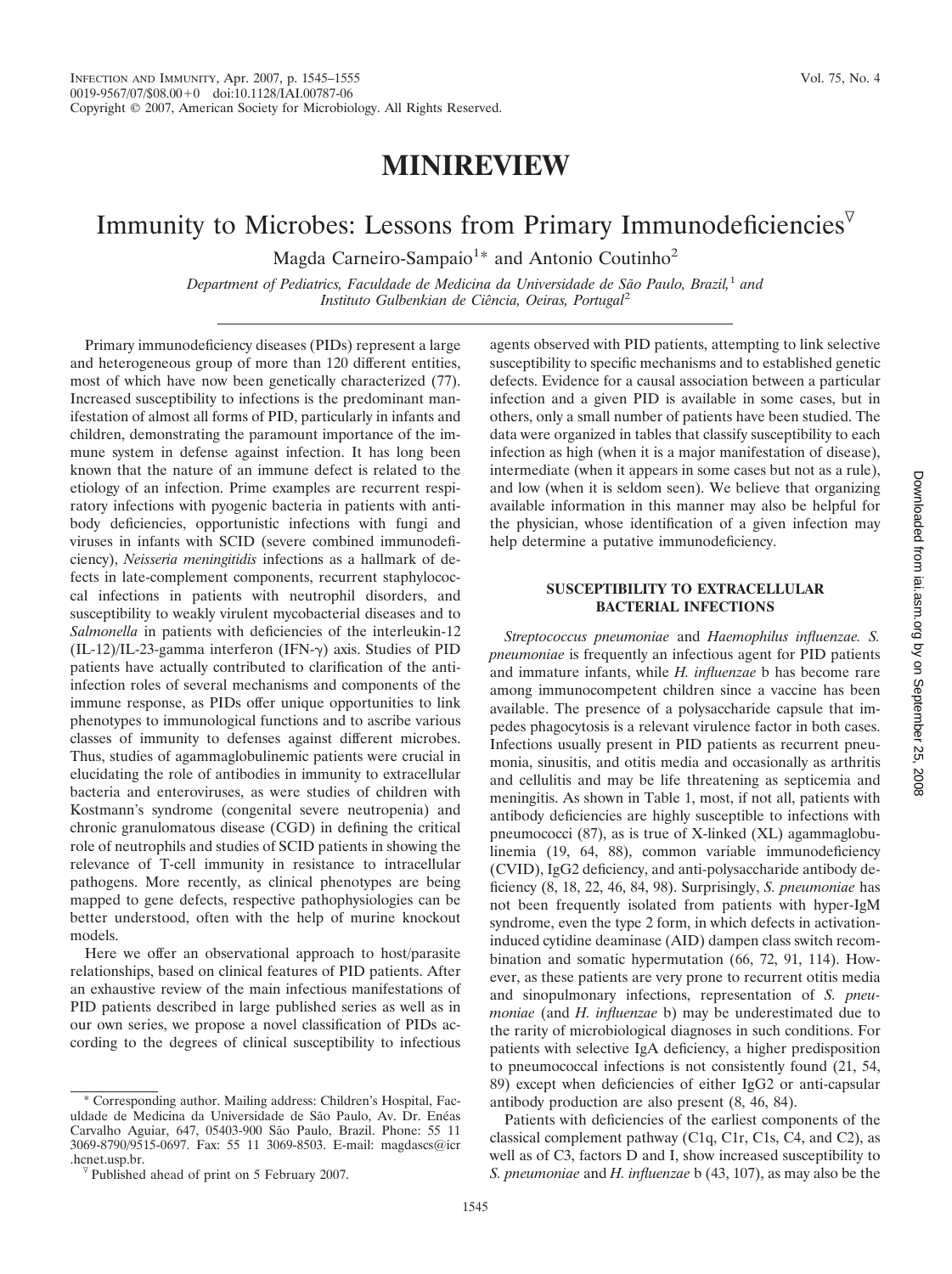# MINIREVIEW

## Immunity to Microbes: Lessons from Primary Immunodeficiencies[∇]

Magda Carneiro-Sampaio[1]* and Antonio Coutinho[2]

*Department of Pediatrics, Faculdade de Medicina da Universidade de São Paulo, Brazil,[1] and Instituto Gulbenkian de Ciência, Oeiras, Portugal[2]*

Primary immunodeficiency diseases (PIDs) represent a large and heterogeneous group of more than 120 different entities, most of which have now been genetically characterized (77). Increased susceptibility to infections is the predominant manifestation of almost all forms of PID, particularly in infants and children, demonstrating the paramount importance of the immune system in defense against infection. It has long been known that the nature of an immune defect is related to the etiology of an infection. Prime examples are recurrent respiratory infections with pyogenic bacteria in patients with antibody deficiencies, opportunistic infections with fungi and viruses in infants with SCID (severe combined immunodeficiency), *Neisseria meningitidis* infections as a hallmark of defects in late-complement components, recurrent staphylococcal infections in patients with neutrophil disorders, and susceptibility to weakly virulent mycobacterial diseases and to *Salmonella* in patients with deficiencies of the interleukin-12 (IL-12)/IL-23-gamma interferon (IFN-γ) axis. Studies of PID patients have actually contributed to clarification of the anti-infection roles of several mechanisms and components of the immune response, as PIDs offer unique opportunities to link phenotypes to immunological functions and to ascribe various classes of immunity to defenses against different microbes. Thus, studies of agammaglobulinemic patients were crucial in elucidating the role of antibodies in immunity to extracellular bacteria and enteroviruses, as were studies of children with Kostmann's syndrome (congenital severe neutropenia) and chronic granulomatous disease (CGD) in defining the critical role of neutrophils and studies of SCID patients in showing the relevance of T-cell immunity in resistance to intracellular pathogens. More recently, as clinical phenotypes are being mapped to gene defects, respective pathophysiologies can be better understood, often with the help of murine knockout models.

Here we offer an observational approach to host/parasite relationships, based on clinical features of PID patients. After an exhaustive review of the main infectious manifestations of PID patients described in large published series as well as in our own series, we propose a novel classification of PIDs according to the degrees of clinical susceptibility to infectious agents observed with PID patients, attempting to link selective susceptibility to specific mechanisms and to established genetic defects. Evidence for a causal association between a particular infection and a given PID is available in some cases, but in others, only a small number of patients have been studied. The data were organized in tables that classify susceptibility to each infection as high (when it is a major manifestation of disease), intermediate (when it appears in some cases but not as a rule), and low (when it is seldom seen). We believe that organizing available information in this manner may also be helpful for the physician, whose identification of a given infection may help determine a putative immunodeficiency.

### SUSCEPTIBILITY TO EXTRACELLULAR BACTERIAL INFECTIONS

*Streptococcus pneumoniae* and *Haemophilus influenzae*. *S. pneumoniae* is frequently an infectious agent for PID patients and immature infants, while *H. influenzae* b has become rare among immunocompetent children since a vaccine has been available. The presence of a polysaccharide capsule that impedes phagocytosis is a relevant virulence factor in both cases. Infections usually present in PID patients as recurrent pneumonia, sinusitis, and otitis media and occasionally as arthritis and cellulitis and may be life threatening as septicemia and meningitis. As shown in Table 1, most, if not all, patients with antibody deficiencies are highly susceptible to infections with pneumococci (87), as is true of X-linked (XL) agammaglobulinemia (19, 64, 88), common variable immunodeficiency (CVID), IgG2 deficiency, and anti-polysaccharide antibody deficiency (8, 18, 22, 46, 84, 98). Surprisingly, *S. pneumoniae* has not been frequently isolated from patients with hyper-IgM syndrome, even the type 2 form, in which defects in activation-induced cytidine deaminase (AID) dampen class switch recombination and somatic hypermutation (66, 72, 91, 114). However, as these patients are very prone to recurrent otitis media and sinopulmonary infections, representation of *S. pneumoniae* (and *H. influenzae* b) may be underestimated due to the rarity of microbiological diagnoses in such conditions. For patients with selective IgA deficiency, a higher predisposition to pneumococcal infections is not consistently found (21, 54, 89) except when deficiencies of either IgG2 or anti-capsular antibody production are also present (8, 46, 84).

Patients with deficiencies of the earliest components of the classical complement pathway (C1q, C1r, C1s, C4, and C2), as well as of C3, factors D and I, show increased susceptibility to *S. pneumoniae* and *H. influenzae* b (43, 107), as may also be the

---

* Corresponding author. Mailing address: Children's Hospital, Faculdade de Medicina da Universidade de São Paulo, Av. Dr. Enéas Carvalho Aguiar, 647, 05403-900 São Paulo, Brazil. Phone: 55 11 3069-8790/9515-0697. Fax: 55 11 3069-8503. E-mail: magdascs@icr.hcnet.usp.br.

[∇] Published ahead of print on 5 February 2007.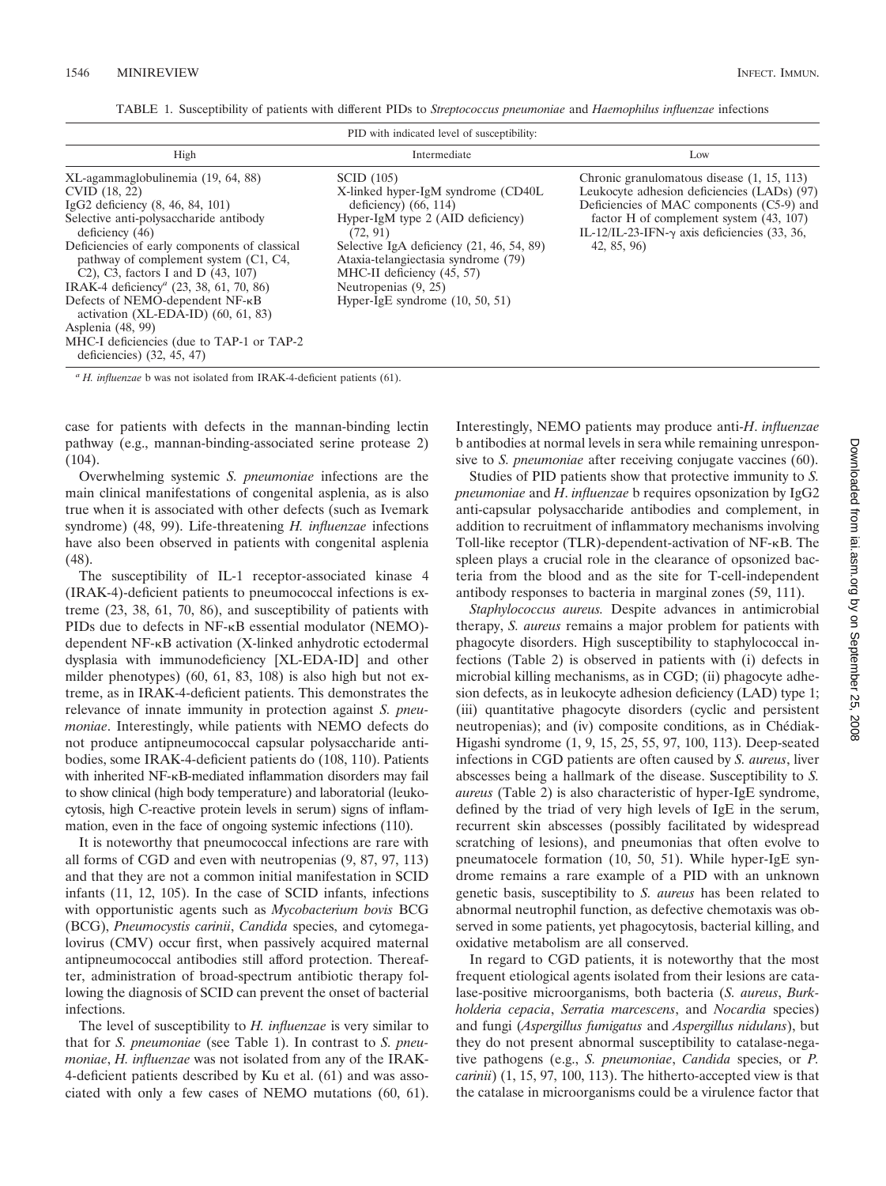TABLE 1. Susceptibility of patients with different PIDs to *Streptococcus pneumoniae* and *Haemophilus influenzae* infections

| PID with indicated level of susceptibility: | | |
|---|---|---|
| High | Intermediate | Low |
| XL-agammaglobulinemia (19, 64, 88) | SCID (105) | Chronic granulomatous disease (1, 15, 113) |
| CVID (18, 22) | X-linked hyper-IgM syndrome (CD40L deficiency) (66, 114) | Leukocyte adhesion deficiencies (LADs) (97) |
| IgG2 deficiency (8, 46, 84, 101) | Hyper-IgM type 2 (AID deficiency) (72, 91) | Deficiencies of MAC components (C5-9) and factor H of complement system (43, 107) |
| Selective anti-polysaccharide antibody deficiency (46) | Selective IgA deficiency (21, 46, 54, 89) | IL-12/IL-23-IFN-γ axis deficiencies (33, 36, 42, 85, 96) |
| Deficiencies of early components of classical pathway of complement system (C1, C4, C2), C3, factors I and D (43, 107) | Ataxia-telangiectasia syndrome (79) | |
| IRAK-4 deficiency[a] (23, 38, 61, 70, 86) | MHC-II deficiency (45, 57) | |
| Defects of NEMO-dependent NF-κB activation (XL-EDA-ID) (60, 61, 83) | Neutropenias (9, 25) | |
| Asplenia (48, 99) | Hyper-IgE syndrome (10, 50, 51) | |
| MHC-I deficiencies (due to TAP-1 or TAP-2 deficiencies) (32, 45, 47) | | |

[a] *H. influenzae* b was not isolated from IRAK-4-deficient patients (61).

case for patients with defects in the mannan-binding lectin pathway (e.g., mannan-binding-associated serine protease 2) (104).

Overwhelming systemic *S. pneumoniae* infections are the main clinical manifestations of congenital asplenia, as is also true when it is associated with other defects (such as Ivemark syndrome) (48, 99). Life-threatening *H. influenzae* infections have also been observed in patients with congenital asplenia (48).

The susceptibility of IL-1 receptor-associated kinase 4 (IRAK-4)-deficient patients to pneumococcal infections is extreme (23, 38, 61, 70, 86), and susceptibility of patients with PIDs due to defects in NF-κB essential modulator (NEMO)-dependent NF-κB activation (X-linked anhydrotic ectodermal dysplasia with immunodeficiency [XL-EDA-ID] and other milder phenotypes) (60, 61, 83, 108) is also high but not extreme, as in IRAK-4-deficient patients. This demonstrates the relevance of innate immunity in protection against *S. pneumoniae*. Interestingly, while patients with NEMO defects do not produce antipneumococcal capsular polysaccharide antibodies, some IRAK-4-deficient patients do (108, 110). Patients with inherited NF-κB-mediated inflammation disorders may fail to show clinical (high body temperature) and laboratorial (leukocytosis, high C-reactive protein levels in serum) signs of inflammation, even in the face of ongoing systemic infections (110).

It is noteworthy that pneumococcal infections are rare with all forms of CGD and even with neutropenias (9, 87, 97, 113) and that they are not a common initial manifestation in SCID infants (11, 12, 105). In the case of SCID infants, infections with opportunistic agents such as *Mycobacterium bovis* BCG (BCG), *Pneumocystis carinii*, *Candida* species, and cytomegalovirus (CMV) occur first, when passively acquired maternal antipneumococcal antibodies still afford protection. Thereafter, administration of broad-spectrum antibiotic therapy following the diagnosis of SCID can prevent the onset of bacterial infections.

The level of susceptibility to *H. influenzae* is very similar to that for *S. pneumoniae* (see Table 1). In contrast to *S. pneumoniae*, *H. influenzae* was not isolated from any of the IRAK-4-deficient patients described by Ku et al. (61) and was associated with only a few cases of NEMO mutations (60, 61). Interestingly, NEMO patients may produce anti-*H. influenzae* b antibodies at normal levels in sera while remaining unresponsive to *S. pneumoniae* after receiving conjugate vaccines (60).

Studies of PID patients show that protective immunity to *S. pneumoniae* and *H. influenzae* b requires opsonization by IgG2 anti-capsular polysaccharide antibodies and complement, in addition to recruitment of inflammatory mechanisms involving Toll-like receptor (TLR)-dependent-activation of NF-κB. The spleen plays a crucial role in the clearance of opsonized bacteria from the blood and as the site for T-cell-independent antibody responses to bacteria in marginal zones (59, 111).

*Staphylococcus aureus.* Despite advances in antimicrobial therapy, *S. aureus* remains a major problem for patients with phagocyte disorders. High susceptibility to staphylococcal infections (Table 2) is observed in patients with (i) defects in microbial killing mechanisms, as in CGD; (ii) phagocyte adhesion defects, as in leukocyte adhesion deficiency (LAD) type 1; (iii) quantitative phagocyte disorders (cyclic and persistent neutropenias); and (iv) composite conditions, as in Chédiak-Higashi syndrome (1, 9, 15, 25, 55, 97, 100, 113). Deep-seated infections in CGD patients are often caused by *S. aureus*, liver abscesses being a hallmark of the disease. Susceptibility to *S. aureus* (Table 2) is also characteristic of hyper-IgE syndrome, defined by the triad of very high levels of IgE in the serum, recurrent skin abscesses (possibly facilitated by widespread scratching of lesions), and pneumonias that often evolve to pneumatocele formation (10, 50, 51). While hyper-IgE syndrome remains a rare example of a PID with an unknown genetic basis, susceptibility to *S. aureus* has been related to abnormal neutrophil function, as defective chemotaxis was observed in some patients, yet phagocytosis, bacterial killing, and oxidative metabolism are all conserved.

In regard to CGD patients, it is noteworthy that the most frequent etiological agents isolated from their lesions are catalase-positive microorganisms, both bacteria (*S. aureus*, *Burkholderia cepacia*, *Serratia marcescens*, and *Nocardia* species) and fungi (*Aspergillus fumigatus* and *Aspergillus nidulans*), but they do not present abnormal susceptibility to catalase-negative pathogens (e.g., *S. pneumoniae*, *Candida* species, or *P. carinii*) (1, 15, 97, 100, 113). The hitherto-accepted view is that the catalase in microorganisms could be a virulence factor that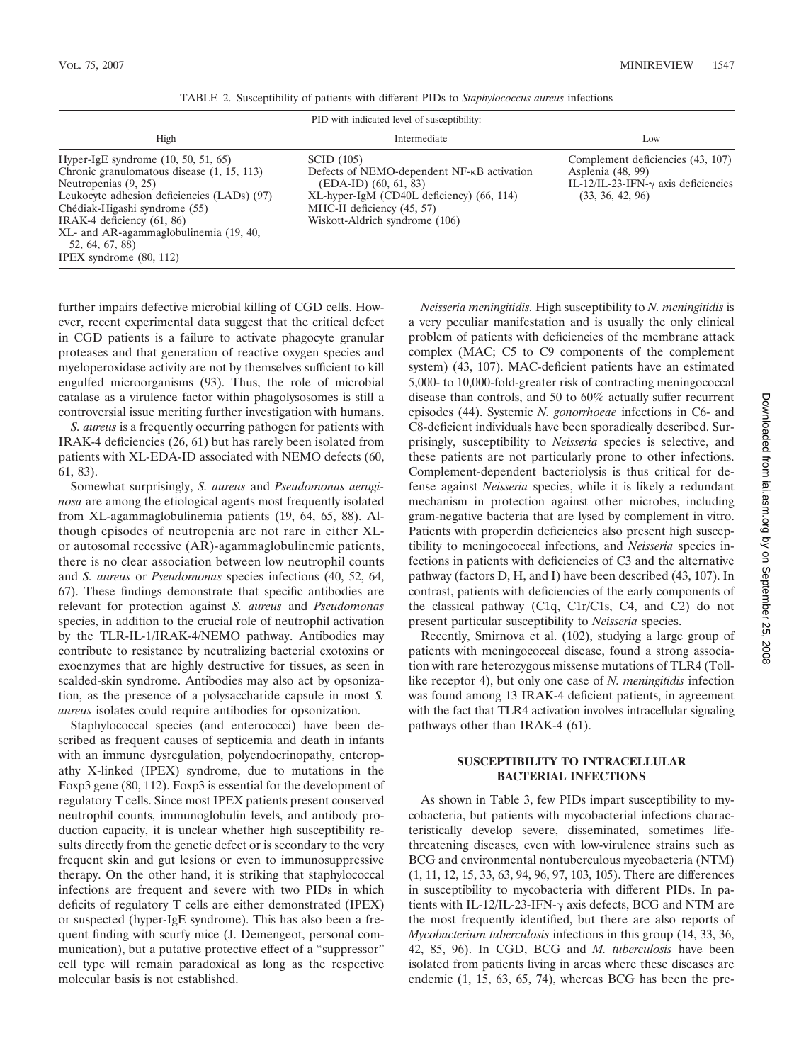TABLE 2. Susceptibility of patients with different PIDs to *Staphylococcus aureus* infections

| PID with indicated level of susceptibility: | | |
|---|---|---|
| High | Intermediate | Low |
| Hyper-IgE syndrome (10, 50, 51, 65) | SCID (105) | Complement deficiencies (43, 107) |
| Chronic granulomatous disease (1, 15, 113) | Defects of NEMO-dependent NF-κB activation (EDA-ID) (60, 61, 83) | Asplenia (48, 99) |
| Neutropenias (9, 25) | XL-hyper-IgM (CD40L deficiency) (66, 114) | IL-12/IL-23-IFN-γ axis deficiencies (33, 36, 42, 96) |
| Leukocyte adhesion deficiencies (LADs) (97) | MHC-II deficiency (45, 57) | |
| Chédiak-Higashi syndrome (55) | Wiskott-Aldrich syndrome (106) | |
| IRAK-4 deficiency (61, 86) | | |
| XL- and AR-agammaglobulinemia (19, 40, 52, 64, 67, 88) | | |
| IPEX syndrome (80, 112) | | |

further impairs defective microbial killing of CGD cells. However, recent experimental data suggest that the critical defect in CGD patients is a failure to activate phagocyte granular proteases and that generation of reactive oxygen species and myeloperoxidase activity are not by themselves sufficient to kill engulfed microorganisms (93). Thus, the role of microbial catalase as a virulence factor within phagolysosomes is still a controversial issue meriting further investigation with humans.

*S. aureus* is a frequently occurring pathogen for patients with IRAK-4 deficiencies (26, 61) but has rarely been isolated from patients with XL-EDA-ID associated with NEMO defects (60, 61, 83).

Somewhat surprisingly, *S. aureus* and *Pseudomonas aeruginosa* are among the etiological agents most frequently isolated from XL-agammaglobulinemia patients (19, 64, 65, 88). Although episodes of neutropenia are not rare in either XL- or autosomal recessive (AR)-agammaglobulinemic patients, there is no clear association between low neutrophil counts and *S. aureus* or *Pseudomonas* species infections (40, 52, 64, 67). These findings demonstrate that specific antibodies are relevant for protection against *S. aureus* and *Pseudomonas* species, in addition to the crucial role of neutrophil activation by the TLR-IL-1/IRAK-4/NEMO pathway. Antibodies may contribute to resistance by neutralizing bacterial exotoxins or exoenzymes that are highly destructive for tissues, as seen in scalded-skin syndrome. Antibodies may also act by opsonization, as the presence of a polysaccharide capsule in most *S. aureus* isolates could require antibodies for opsonization.

Staphylococcal species (and enterococci) have been described as frequent causes of septicemia and death in infants with an immune dysregulation, polyendocrinopathy, enteropathy X-linked (IPEX) syndrome, due to mutations in the Foxp3 gene (80, 112). Foxp3 is essential for the development of regulatory T cells. Since most IPEX patients present conserved neutrophil counts, immunoglobulin levels, and antibody production capacity, it is unclear whether high susceptibility results directly from the genetic defect or is secondary to the very frequent skin and gut lesions or even to immunosuppressive therapy. On the other hand, it is striking that staphylococcal infections are frequent and severe with two PIDs in which deficits of regulatory T cells are either demonstrated (IPEX) or suspected (hyper-IgE syndrome). This has also been a frequent finding with scurfy mice (J. Demengeot, personal communication), but a putative protective effect of a "suppressor" cell type will remain paradoxical as long as the respective molecular basis is not established.

*Neisseria meningitidis.* High susceptibility to *N. meningitidis* is a very peculiar manifestation and is usually the only clinical problem of patients with deficiencies of the membrane attack complex (MAC; C5 to C9 components of the complement system) (43, 107). MAC-deficient patients have an estimated 5,000- to 10,000-fold-greater risk of contracting meningococcal disease than controls, and 50 to 60% actually suffer recurrent episodes (44). Systemic *N. gonorrhoeae* infections in C6- and C8-deficient individuals have been sporadically described. Surprisingly, susceptibility to *Neisseria* species is selective, and these patients are not particularly prone to other infections. Complement-dependent bacteriolysis is thus critical for defense against *Neisseria* species, while it is likely a redundant mechanism in protection against other microbes, including gram-negative bacteria that are lysed by complement in vitro. Patients with properdin deficiencies also present high susceptibility to meningococcal infections, and *Neisseria* species infections in patients with deficiencies of C3 and the alternative pathway (factors D, H, and I) have been described (43, 107). In contrast, patients with deficiencies of the early components of the classical pathway (C1q, C1r/C1s, C4, and C2) do not present particular susceptibility to *Neisseria* species.

Recently, Smirnova et al. (102), studying a large group of patients with meningococcal disease, found a strong association with rare heterozygous missense mutations of TLR4 (Toll-like receptor 4), but only one case of *N. meningitidis* infection was found among 13 IRAK-4 deficient patients, in agreement with the fact that TLR4 activation involves intracellular signaling pathways other than IRAK-4 (61).

## SUSCEPTIBILITY TO INTRACELLULAR BACTERIAL INFECTIONS

As shown in Table 3, few PIDs impart susceptibility to mycobacteria, but patients with mycobacterial infections characteristically develop severe, disseminated, sometimes life-threatening diseases, even with low-virulence strains such as BCG and environmental nontuberculous mycobacteria (NTM) (1, 11, 12, 15, 33, 63, 94, 96, 97, 103, 105). There are differences in susceptibility to mycobacteria with different PIDs. In patients with IL-12/IL-23-IFN-γ axis defects, BCG and NTM are the most frequently identified, but there are also reports of *Mycobacterium tuberculosis* infections in this group (14, 33, 36, 42, 85, 96). In CGD, BCG and *M. tuberculosis* have been isolated from patients living in areas where these diseases are endemic (1, 15, 63, 65, 74), whereas BCG has been the pre-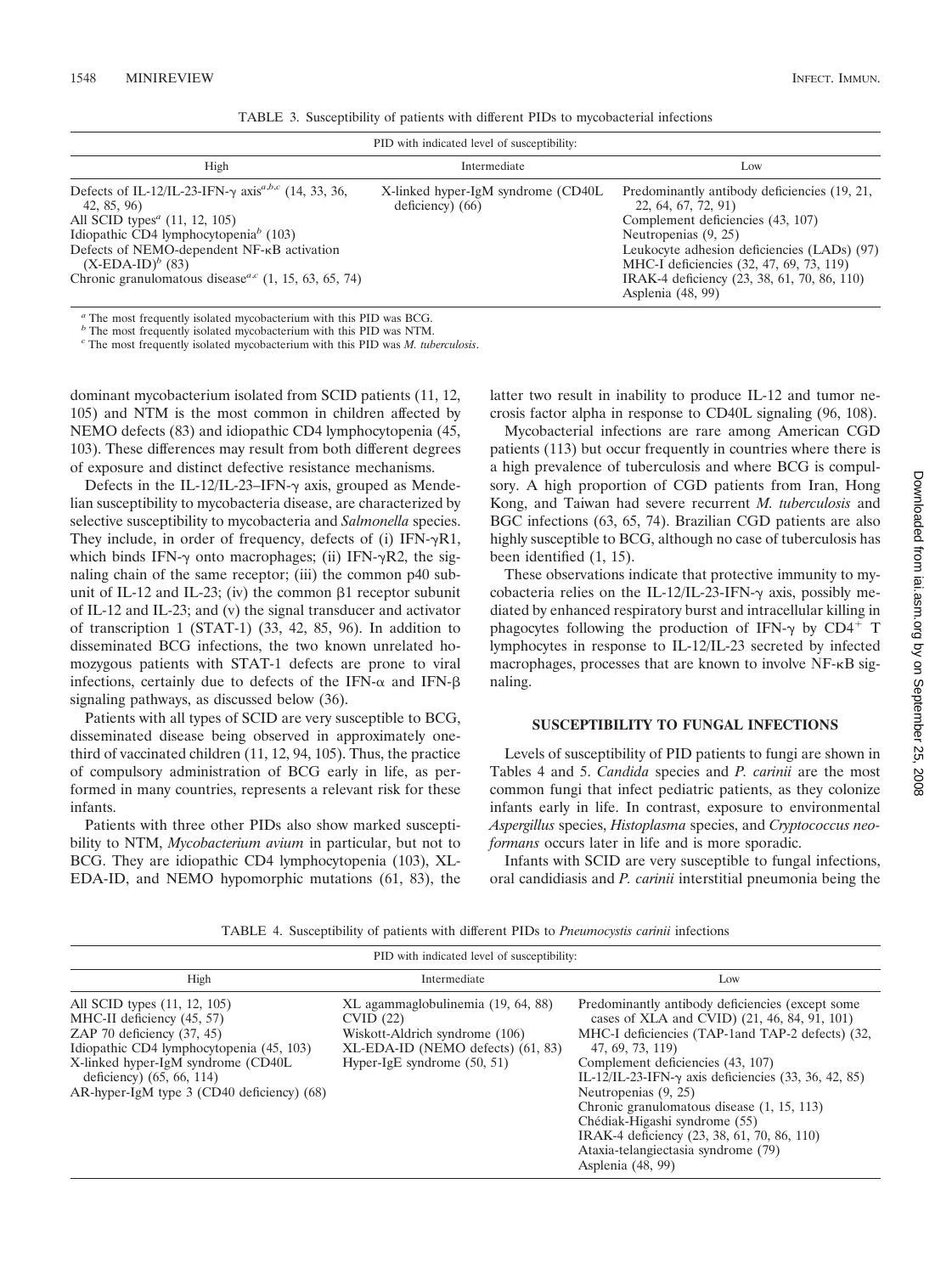TABLE 3. Susceptibility of patients with different PIDs to mycobacterial infections

| PID with indicated level of susceptibility: | | |
|---|---|---|
| High | Intermediate | Low |
| Defects of IL-12/IL-23-IFN-γ axis[a,b,c] (14, 33, 36, 42, 85, 96)<br>All SCID types[a] (11, 12, 105)<br>Idiopathic CD4 lymphocytopenia[b] (103)<br>Defects of NEMO-dependent NF-κB activation (X-EDA-ID)[b] (83)<br>Chronic granulomatous disease[a,c] (1, 15, 63, 65, 74) | X-linked hyper-IgM syndrome (CD40L deficiency) (66) | Predominantly antibody deficiencies (19, 21, 22, 64, 67, 72, 91)<br>Complement deficiencies (43, 107)<br>Neutropenias (9, 25)<br>Leukocyte adhesion deficiencies (LADs) (97)<br>MHC-I deficiencies (32, 47, 69, 73, 119)<br>IRAK-4 deficiency (23, 38, 61, 70, 86, 110)<br>Asplenia (48, 99) |

[a] The most frequently isolated mycobacterium with this PID was BCG.
[b] The most frequently isolated mycobacterium with this PID was NTM.
[c] The most frequently isolated mycobacterium with this PID was *M. tuberculosis*.

dominant mycobacterium isolated from SCID patients (11, 12, 105) and NTM is the most common in children affected by NEMO defects (83) and idiopathic CD4 lymphocytopenia (45, 103). These differences may result from both different degrees of exposure and distinct defective resistance mechanisms.

Defects in the IL-12/IL-23–IFN-γ axis, grouped as Mendelian susceptibility to mycobacteria disease, are characterized by selective susceptibility to mycobacteria and *Salmonella* species. They include, in order of frequency, defects of (i) IFN-γR1, which binds IFN-γ onto macrophages; (ii) IFN-γR2, the signaling chain of the same receptor; (iii) the common p40 subunit of IL-12 and IL-23; (iv) the common β1 receptor subunit of IL-12 and IL-23; and (v) the signal transducer and activator of transcription 1 (STAT-1) (33, 42, 85, 96). In addition to disseminated BCG infections, the two known unrelated homozygous patients with STAT-1 defects are prone to viral infections, certainly due to defects of the IFN-α and IFN-β signaling pathways, as discussed below (36).

Patients with all types of SCID are very susceptible to BCG, disseminated disease being observed in approximately one-third of vaccinated children (11, 12, 94, 105). Thus, the practice of compulsory administration of BCG early in life, as performed in many countries, represents a relevant risk for these infants.

Patients with three other PIDs also show marked susceptibility to NTM, *Mycobacterium avium* in particular, but not to BCG. They are idiopathic CD4 lymphocytopenia (103), XL-EDA-ID, and NEMO hypomorphic mutations (61, 83), the latter two result in inability to produce IL-12 and tumor necrosis factor alpha in response to CD40L signaling (96, 108).

Mycobacterial infections are rare among American CGD patients (113) but occur frequently in countries where there is a high prevalence of tuberculosis and where BCG is compulsory. A high proportion of CGD patients from Iran, Hong Kong, and Taiwan had severe recurrent *M. tuberculosis* and BGC infections (63, 65, 74). Brazilian CGD patients are also highly susceptible to BCG, although no case of tuberculosis has been identified (1, 15).

These observations indicate that protective immunity to mycobacteria relies on the IL-12/IL-23-IFN-γ axis, possibly mediated by enhanced respiratory burst and intracellular killing in phagocytes following the production of IFN-γ by $CD4^+$ T lymphocytes in response to IL-12/IL-23 secreted by infected macrophages, processes that are known to involve NF-κB signaling.

## SUSCEPTIBILITY TO FUNGAL INFECTIONS

Levels of susceptibility of PID patients to fungi are shown in Tables 4 and 5. *Candida* species and *P. carinii* are the most common fungi that infect pediatric patients, as they colonize infants early in life. In contrast, exposure to environmental *Aspergillus* species, *Histoplasma* species, and *Cryptococcus neoformans* occurs later in life and is more sporadic.

Infants with SCID are very susceptible to fungal infections, oral candidiasis and *P. carinii* interstitial pneumonia being the

TABLE 4. Susceptibility of patients with different PIDs to *Pneumocystis carinii* infections

| PID with indicated level of susceptibility: | | |
|---|---|---|
| High | Intermediate | Low |
| All SCID types (11, 12, 105)<br>MHC-II deficiency (45, 57)<br>ZAP 70 deficiency (37, 45)<br>Idiopathic CD4 lymphocytopenia (45, 103)<br>X-linked hyper-IgM syndrome (CD40L deficiency) (65, 66, 114)<br>AR-hyper-IgM type 3 (CD40 deficiency) (68) | XL agammaglobulinemia (19, 64, 88)<br>CVID (22)<br>Wiskott-Aldrich syndrome (106)<br>XL-EDA-ID (NEMO defects) (61, 83)<br>Hyper-IgE syndrome (50, 51) | Predominantly antibody deficiencies (except some cases of XLA and CVID) (21, 46, 84, 91, 101)<br>MHC-I deficiencies (TAP-1and TAP-2 defects) (32, 47, 69, 73, 119)<br>Complement deficiencies (43, 107)<br>IL-12/IL-23-IFN-γ axis deficiencies (33, 36, 42, 85)<br>Neutropenias (9, 25)<br>Chronic granulomatous disease (1, 15, 113)<br>Chédiak-Higashi syndrome (55)<br>IRAK-4 deficiency (23, 38, 61, 70, 86, 110)<br>Ataxia-telangiectasia syndrome (79)<br>Asplenia (48, 99) |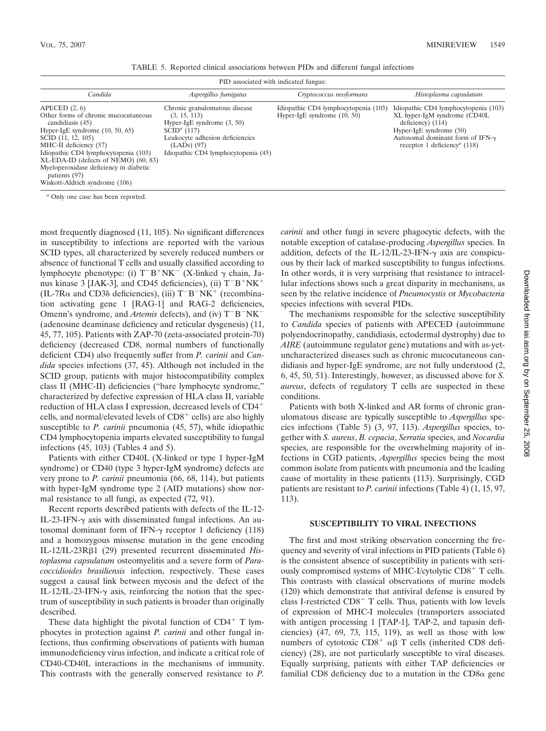TABLE 5. Reported clinical associations between PIDs and different fungal infections

| PID associated with indicated fungus: | | | |
|---|---|---|---|
| *Candida* | *Aspergillus fumigatus* | *Cryptococcus neoformans* | *Histoplasma capsulatum* |
| APECED (2, 6)<br>Other forms of chronic mucocutaneous candidiasis (45)<br>Hyper-IgE syndrome (10, 50, 65)<br>SCID (11, 12, 105)<br>MHC-II deficiency (57)<br>Idiopathic CD4 lymphocytopenia (103)<br>XL-EDA-ID (defects of NEMO) (60, 83)<br>Myeloperoxidase deficiency in diabetic patients (97)<br>Wiskott-Aldrich syndrome (106) | Chronic granulomatous disease (3, 15, 113)<br>Hyper-IgE syndrome (3, 50)<br>SCID[a] (117)<br>Leukocyte adhesion deficiencies (LADs) (97)<br>Idiopathic CD4 lymphocytopenia (45) | Idiopathic CD4 lymphocytopenia (103)<br>Hyper-IgE syndrome (10, 50) | Idiopathic CD4 lymphocytopenia (103)<br>XL hyper-IgM syndrome (CD40L deficiency) (114)<br>Hyper-IgE syndrome (50)<br>Autosomal dominant form of IFN-γ receptor 1 deficiency[a] (118) |

[a] Only one case has been reported.

most frequently diagnosed (11, 105). No significant differences in susceptibility to infections are reported with the various SCID types, all characterized by severely reduced numbers or absence of functional T cells and usually classified according to lymphocyte phenotype: (i) $T^-B^+NK^-$ (X-linked γ chain, Janus kinase 3 [JAK-3], and CD45 deficiencies), (ii) $T^-B^+NK^+$ (IL-7Rα and CD3δ deficiencies), (iii) $T^-B^-NK^+$ (recombination activating gene 1 [RAG-1] and RAG-2 deficiencies, Omenn's syndrome, and *Artemis* defects), and (iv) $T^-B^-NK^-$ (adenosine deaminase deficiency and reticular dysgenesis) (11, 45, 77, 105). Patients with ZAP-70 (zeta-associated protein-70) deficiency (decreased CD8, normal numbers of functionally deficient CD4) also frequently suffer from *P. carinii* and *Candida* species infections (37, 45). Although not included in the SCID group, patients with major histocompatibility complex class II (MHC-II) deficiencies ("bare lymphocyte syndrome," characterized by defective expression of HLA class II, variable reduction of HLA class I expression, decreased levels of $CD4^+$ cells, and normal/elevated levels of $CD8^+$ cells) are also highly susceptible to *P. carinii* pneumonia (45, 57), while idiopathic CD4 lymphocytopenia imparts elevated susceptibility to fungal infections (45, 103) (Tables 4 and 5).

Patients with either CD40L (X-linked or type 1 hyper-IgM syndrome) or CD40 (type 3 hyper-IgM syndrome) defects are very prone to *P. carinii* pneumonia (66, 68, 114), but patients with hyper-IgM syndrome type 2 (AID mutations) show normal resistance to all fungi, as expected (72, 91).

Recent reports described patients with defects of the IL-12-IL-23-IFN-γ axis with disseminated fungal infections. An autosomal dominant form of IFN-γ receptor 1 deficiency (118) and a homozygous missense mutation in the gene encoding IL-12/IL-23Rβ1 (29) presented recurrent disseminated *Histoplasma capsulatum* osteomyelitis and a severe form of *Paracoccidioides brasiliensis* infection, respectively. These cases suggest a causal link between mycosis and the defect of the IL-12/IL-23-IFN-γ axis, reinforcing the notion that the spectrum of susceptibility in such patients is broader than originally described.

These data highlight the pivotal function of $CD4^+$ T lymphocytes in protection against *P. carinii* and other fungal infections, thus confirming observations of patients with human immunodeficiency virus infection, and indicate a critical role of CD40-CD40L interactions in the mechanisms of immunity. This contrasts with the generally conserved resistance to *P. carinii* and other fungi in severe phagocytic defects, with the notable exception of catalase-producing *Aspergillus* species. In addition, defects of the IL-12/IL-23-IFN-γ axis are conspicuous by their lack of marked susceptibility to fungus infections. In other words, it is very surprising that resistance to intracellular infections shows such a great disparity in mechanisms, as seen by the relative incidence of *Pneumocystis* or *Mycobacteria* species infections with several PIDs.

The mechanisms responsible for the selective susceptibility to *Candida* species of patients with APECED (autoimmune polyendocrinopathy, candidiasis, ectodermal dystrophy) due to *AIRE* (autoimmune regulator gene) mutations and with as-yet-uncharacterized diseases such as chronic mucocutaneous candidiasis and hyper-IgE syndrome, are not fully understood (2, 6, 45, 50, 51). Interestingly, however, as discussed above for *S. aureus*, defects of regulatory T cells are suspected in these conditions.

Patients with both X-linked and AR forms of chronic granulomatous disease are typically susceptible to *Aspergillus* species infections (Table 5) (3, 97, 113). *Aspergillus* species, together with *S. aureus*, *B. cepacia*, *Serratia* species, and *Nocardia* species, are responsible for the overwhelming majority of infections in CGD patients, *Aspergillus* species being the most common isolate from patients with pneumonia and the leading cause of mortality in these patients (113). Surprisingly, CGD patients are resistant to *P. carinii* infections (Table 4) (1, 15, 97, 113).

## SUSCEPTIBILITY TO VIRAL INFECTIONS

The first and most striking observation concerning the frequency and severity of viral infections in PID patients (Table 6) is the consistent absence of susceptibility in patients with seriously compromised systems of MHC-I/cytolytic $CD8^+$ T cells. This contrasts with classical observations of murine models (120) which demonstrate that antiviral defense is ensured by class I-restricted $CD8^+$ T cells. Thus, patients with low levels of expression of MHC-I molecules (transporters associated with antigen processing 1 [TAP-1], TAP-2, and tapasin deficiencies) (47, 69, 73, 115, 119), as well as those with low numbers of cytotoxic $CD8^+$ αβ T cells (inherited CD8 deficiency) (28), are not particularly susceptible to viral diseases. Equally surprising, patients with either TAP deficiencies or familial CD8 deficiency due to a mutation in the CD8α gene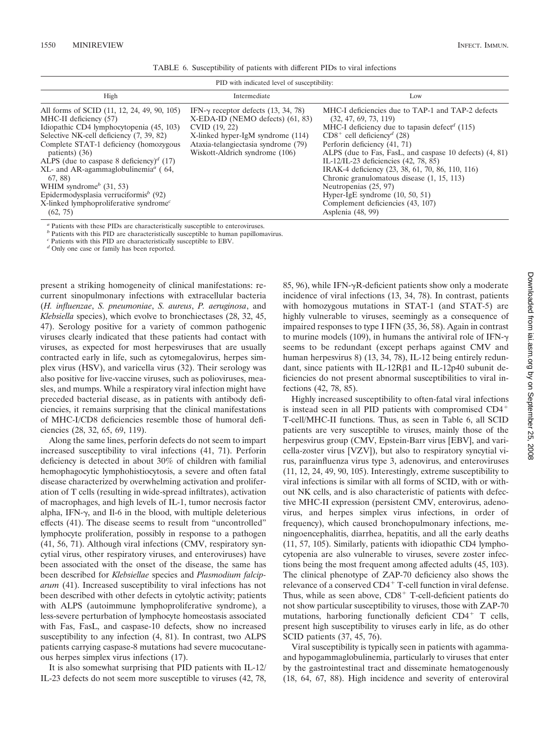TABLE 6. Susceptibility of patients with different PIDs to viral infections

| PID with indicated level of susceptibility: | | |
|---|---|---|
| High | Intermediate | Low |
| All forms of SCID (11, 12, 24, 49, 90, 105) | IFN-γ receptor defects (13, 34, 78) | MHC-I deficiencies due to TAP-1 and TAP-2 defects (32, 47, 69, 73, 119) |
| MHC-II deficiency (57) | X-EDA-ID (NEMO defects) (61, 83) | MHC-I deficiency due to tapasin defect[d] (115) |
| Idiopathic CD4 lymphocytopenia (45, 103) | CVID (19, 22) | $CD8^+$ cell deficiency[d] (28) |
| Selective NK-cell deficiency (7, 39, 82) | X-linked hyper-IgM syndrome (114) | Perforin deficiency (41, 71) |
| Complete STAT-1 deficiency (homozygous patients) (36) | Ataxia-telangiectasia syndrome (79) | ALPS (due to Fas, FasL, and caspase 10 defects) (4, 81) |
| ALPS (due to caspase 8 deficiency)[d] (17) | Wiskott-Aldrich syndrome (106) | IL-12/IL-23 deficiencies (42, 78, 85) |
| XL- and AR-agammaglobulinemia[a] (64, 67, 88) | | IRAK-4 deficiency (23, 38, 61, 70, 86, 110, 116) |
| WHIM syndrome[b] (31, 53) | | Chronic granulomatous disease (1, 15, 113) |
| Epidermodysplasia verruciformis[b] (92) | | Neutropenias (25, 97) |
| X-linked lymphoproliferative syndrome[c] (62, 75) | | Hyper-IgE syndrome (10, 50, 51) |
| | | Complement deficiencies (43, 107) |
| | | Asplenia (48, 99) |

[a] Patients with these PIDs are characteristically susceptible to enteroviruses.
[b] Patients with this PID are characteristically susceptible to human papillomavirus.
[c] Patients with this PID are characteristically susceptible to EBV.
[d] Only one case or family has been reported.

present a striking homogeneity of clinical manifestations: recurrent sinopulmonary infections with extracellular bacteria (*H. influenzae*, *S. pneumoniae*, *S. aureus*, *P. aeruginosa*, and *Klebsiella* species), which evolve to bronchiectases (28, 32, 45, 47). Serology positive for a variety of common pathogenic viruses clearly indicated that these patients had contact with viruses, as expected for most herpesviruses that are usually contracted early in life, such as cytomegalovirus, herpes simplex virus (HSV), and varicella virus (32). Their serology was also positive for live-vaccine viruses, such as polioviruses, measles, and mumps. While a respiratory viral infection might have preceded bacterial disease, as in patients with antibody deficiencies, it remains surprising that the clinical manifestations of MHC-I/CD8 deficiencies resemble those of humoral deficiencies (28, 32, 65, 69, 119).

Along the same lines, perforin defects do not seem to impart increased susceptibility to viral infections (41, 71). Perforin deficiency is detected in about 30% of children with familial hemophagocytic lymphohistiocytosis, a severe and often fatal disease characterized by overwhelming activation and proliferation of T cells (resulting in wide-spread infiltrates), activation of macrophages, and high levels of IL-1, tumor necrosis factor alpha, IFN-γ, and Il-6 in the blood, with multiple deleterious effects (41). The disease seems to result from "uncontrolled" lymphocyte proliferation, possibly in response to a pathogen (41, 56, 71). Although viral infections (CMV, respiratory syncytial virus, other respiratory viruses, and enteroviruses) have been associated with the onset of the disease, the same has been described for *Klebsiellae* species and *Plasmodium falciparum* (41). Increased susceptibility to viral infections has not been described with other defects in cytolytic activity; patients with ALPS (autoimmune lymphoproliferative syndrome), a less-severe perturbation of lymphocyte homeostasis associated with Fas, FasL, and caspase-10 defects, show no increased susceptibility to any infection (4, 81). In contrast, two ALPS patients carrying caspase-8 mutations had severe mucocutaneous herpes simplex virus infections (17).

It is also somewhat surprising that PID patients with IL-12/IL-23 defects do not seem more susceptible to viruses (42, 78, 85, 96), while IFN-γR-deficient patients show only a moderate incidence of viral infections (13, 34, 78). In contrast, patients with homozygous mutations in STAT-1 (and STAT-5) are highly vulnerable to viruses, seemingly as a consequence of impaired responses to type I IFN (35, 36, 58). Again in contrast to murine models (109), in humans the antiviral role of IFN-γ seems to be redundant (except perhaps against CMV and human herpesvirus 8) (13, 34, 78), IL-12 being entirely redundant, since patients with IL-12Rβ1 and IL-12p40 subunit deficiencies do not present abnormal susceptibilities to viral infections (42, 78, 85).

Highly increased susceptibility to often-fatal viral infections is instead seen in all PID patients with compromised $CD4^+$ T-cell/MHC-II functions. Thus, as seen in Table 6, all SCID patients are very susceptible to viruses, mainly those of the herpesvirus group (CMV, Epstein-Barr virus [EBV], and varicella-zoster virus [VZV]), but also to respiratory syncytial virus, parainfluenza virus type 3, adenovirus, and enteroviruses (11, 12, 24, 49, 90, 105). Interestingly, extreme susceptibility to viral infections is similar with all forms of SCID, with or without NK cells, and is also characteristic of patients with defective MHC-II expression (persistent CMV, enterovirus, adenovirus, and herpes simplex virus infections, in order of frequency), which caused bronchopulmonary infections, meningoencephalitis, diarrhea, hepatitis, and all the early deaths (11, 57, 105). Similarly, patients with idiopathic CD4 lymphocytopenia are also vulnerable to viruses, severe zoster infections being the most frequent among affected adults (45, 103). The clinical phenotype of ZAP-70 deficiency also shows the relevance of a conserved $CD4^+$ T-cell function in viral defense. Thus, while as seen above, $CD8^+$ T-cell-deficient patients do not show particular susceptibility to viruses, those with ZAP-70 mutations, harboring functionally deficient $CD4^+$ T cells, present high susceptibility to viruses early in life, as do other SCID patients (37, 45, 76).

Viral susceptibility is typically seen in patients with agamma- and hypogammaglobulinemia, particularly to viruses that enter by the gastrointestinal tract and disseminate hematogenously (18, 64, 67, 88). High incidence and severity of enteroviral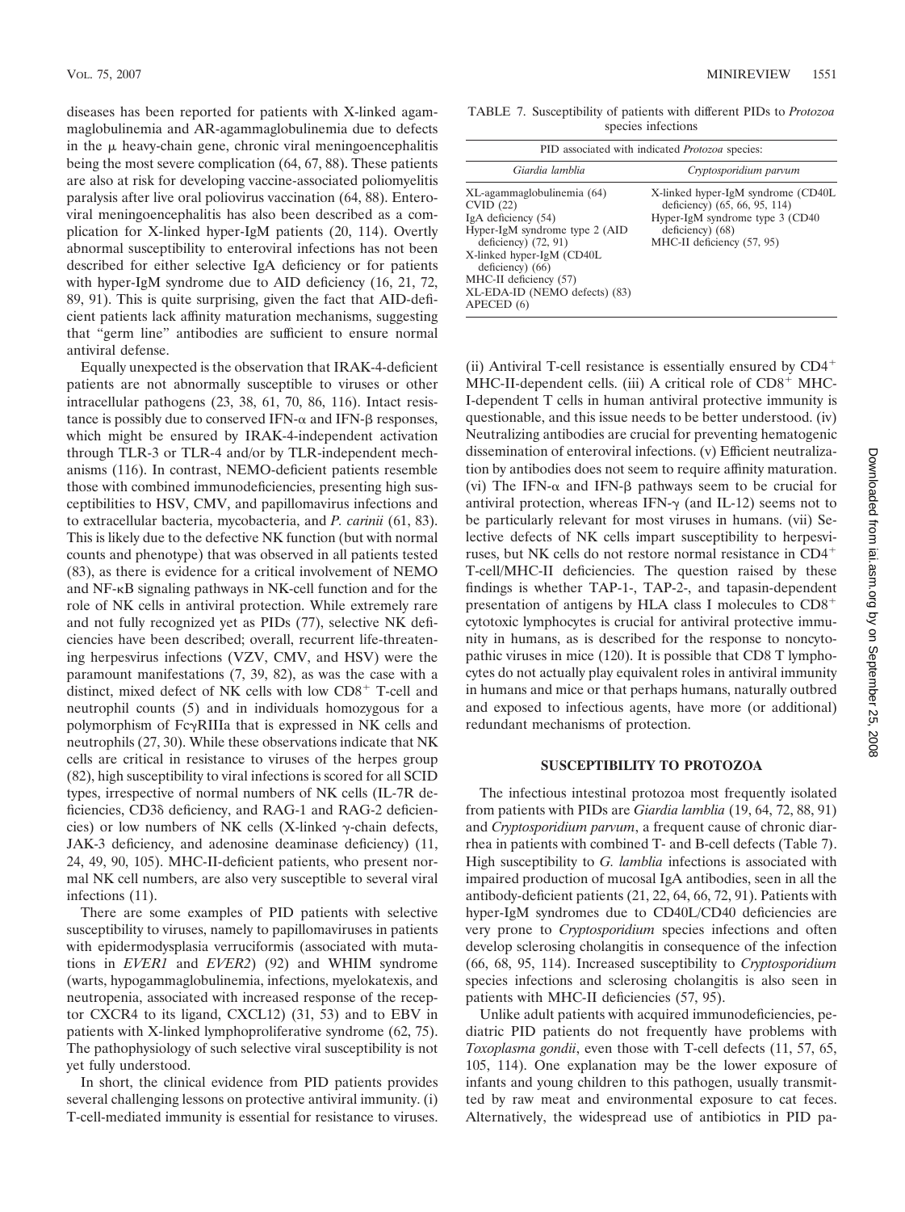diseases has been reported for patients with X-linked agammaglobulinemia and AR-agammaglobulinemia due to defects in the μ heavy-chain gene, chronic viral meningoencephalitis being the most severe complication (64, 67, 88). These patients are also at risk for developing vaccine-associated poliomyelitis paralysis after live oral poliovirus vaccination (64, 88). Enteroviral meningoencephalitis has also been described as a complication for X-linked hyper-IgM patients (20, 114). Overtly abnormal susceptibility to enteroviral infections has not been described for either selective IgA deficiency or for patients with hyper-IgM syndrome due to AID deficiency (16, 21, 72, 89, 91). This is quite surprising, given the fact that AID-deficient patients lack affinity maturation mechanisms, suggesting that "germ line" antibodies are sufficient to ensure normal antiviral defense.

Equally unexpected is the observation that IRAK-4-deficient patients are not abnormally susceptible to viruses or other intracellular pathogens (23, 38, 61, 70, 86, 116). Intact resistance is possibly due to conserved IFN-α and IFN-β responses, which might be ensured by IRAK-4-independent activation through TLR-3 or TLR-4 and/or by TLR-independent mechanisms (116). In contrast, NEMO-deficient patients resemble those with combined immunodeficiencies, presenting high susceptibilities to HSV, CMV, and papillomavirus infections and to extracellular bacteria, mycobacteria, and *P. carinii* (61, 83). This is likely due to the defective NK function (but with normal counts and phenotype) that was observed in all patients tested (83), as there is evidence for a critical involvement of NEMO and NF-κB signaling pathways in NK-cell function and for the role of NK cells in antiviral protection. While extremely rare and not fully recognized yet as PIDs (77), selective NK deficiencies have been described; overall, recurrent life-threatening herpesvirus infections (VZV, CMV, and HSV) were the paramount manifestations (7, 39, 82), as was the case with a distinct, mixed defect of NK cells with low $CD8^+$ T-cell and neutrophil counts (5) and in individuals homozygous for a polymorphism of FcγRIIIa that is expressed in NK cells and neutrophils (27, 30). While these observations indicate that NK cells are critical in resistance to viruses of the herpes group (82), high susceptibility to viral infections is scored for all SCID types, irrespective of normal numbers of NK cells (IL-7R deficiencies, CD3δ deficiency, and RAG-1 and RAG-2 deficiencies) or low numbers of NK cells (X-linked γ-chain defects, JAK-3 deficiency, and adenosine deaminase deficiency) (11, 24, 49, 90, 105). MHC-II-deficient patients, who present normal NK cell numbers, are also very susceptible to several viral infections (11).

There are some examples of PID patients with selective susceptibility to viruses, namely to papillomaviruses in patients with epidermodysplasia verruciformis (associated with mutations in *EVER1* and *EVER2*) (92) and WHIM syndrome (warts, hypogammaglobulinemia, infections, myelokatexis, and neutropenia, associated with increased response of the receptor CXCR4 to its ligand, CXCL12) (31, 53) and to EBV in patients with X-linked lymphoproliferative syndrome (62, 75). The pathophysiology of such selective viral susceptibility is not yet fully understood.

In short, the clinical evidence from PID patients provides several challenging lessons on protective antiviral immunity. (i) T-cell-mediated immunity is essential for resistance to viruses. (ii) Antiviral T-cell resistance is essentially ensured by $CD4^+$ MHC-II-dependent cells. (iii) A critical role of $CD8^+$ MHC-I-dependent T cells in human antiviral protective immunity is questionable, and this issue needs to be better understood. (iv) Neutralizing antibodies are crucial for preventing hematogenic dissemination of enteroviral infections. (v) Efficient neutralization by antibodies does not seem to require affinity maturation. (vi) The IFN-α and IFN-β pathways seem to be crucial for antiviral protection, whereas IFN-γ (and IL-12) seems not to be particularly relevant for most viruses in humans. (vii) Selective defects of NK cells impart susceptibility to herpesviruses, but NK cells do not restore normal resistance in $CD4^+$ T-cell/MHC-II deficiencies. The question raised by these findings is whether TAP-1-, TAP-2-, and tapasin-dependent presentation of antigens by HLA class I molecules to $CD8^+$ cytotoxic lymphocytes is crucial for antiviral protective immunity in humans, as is described for the response to noncytopathic viruses in mice (120). It is possible that CD8 T lymphocytes do not actually play equivalent roles in antiviral immunity in humans and mice or that perhaps humans, naturally outbred and exposed to infectious agents, have more (or additional) redundant mechanisms of protection.

TABLE 7. Susceptibility of patients with different PIDs to *Protozoa* species infections

| PID associated with indicated *Protozoa* species: | |
|---|---|
| *Giardia lamblia* | *Cryptosporidium parvum* |
| XL-agammaglobulinemia (64) | X-linked hyper-IgM syndrome (CD40L deficiency) (65, 66, 95, 114) |
| CVID (22) | Hyper-IgM syndrome type 3 (CD40 deficiency) (68) |
| IgA deficiency (54) | MHC-II deficiency (57, 95) |
| Hyper-IgM syndrome type 2 (AID deficiency) (72, 91) | |
| X-linked hyper-IgM (CD40L deficiency) (66) | |
| MHC-II deficiency (57) | |
| XL-EDA-ID (NEMO defects) (83) | |
| APECED (6) | |

## SUSCEPTIBILITY TO PROTOZOA

The infectious intestinal protozoa most frequently isolated from patients with PIDs are *Giardia lamblia* (19, 64, 72, 88, 91) and *Cryptosporidium parvum*, a frequent cause of chronic diarrhea in patients with combined T- and B-cell defects (Table 7). High susceptibility to *G. lamblia* infections is associated with impaired production of mucosal IgA antibodies, seen in all the antibody-deficient patients (21, 22, 64, 66, 72, 91). Patients with hyper-IgM syndromes due to CD40L/CD40 deficiencies are very prone to *Cryptosporidium* species infections and often develop sclerosing cholangitis in consequence of the infection (66, 68, 95, 114). Increased susceptibility to *Cryptosporidium* species infections and sclerosing cholangitis is also seen in patients with MHC-II deficiencies (57, 95).

Unlike adult patients with acquired immunodeficiencies, pediatric PID patients do not frequently have problems with *Toxoplasma gondii*, even those with T-cell defects (11, 57, 65, 105, 114). One explanation may be the lower exposure of infants and young children to this pathogen, usually transmitted by raw meat and environmental exposure to cat feces. Alternatively, the widespread use of antibiotics in PID pa-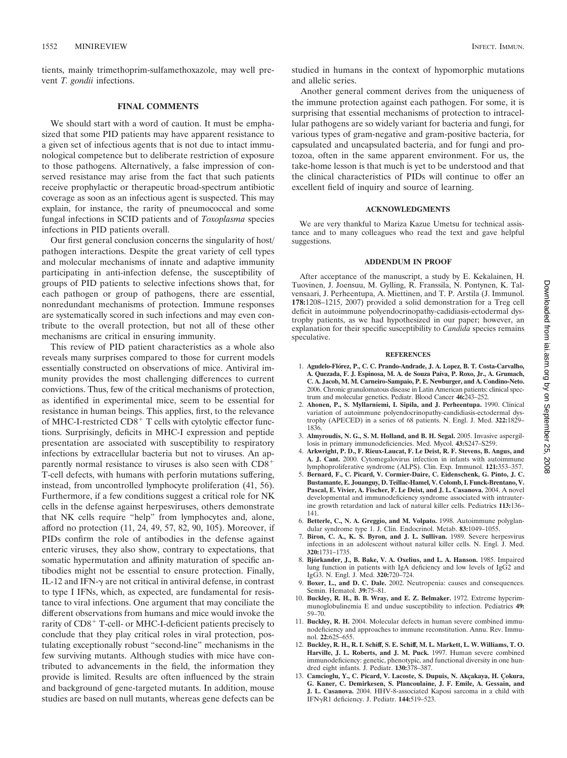tients, mainly trimethoprim-sulfamethoxazole, may well prevent *T. gondii* infections.

## FINAL COMMENTS

We should start with a word of caution. It must be emphasized that some PID patients may have apparent resistance to a given set of infectious agents that is not due to intact immunological competence but to deliberate restriction of exposure to those pathogens. Alternatively, a false impression of conserved resistance may arise from the fact that such patients receive prophylactic or therapeutic broad-spectrum antibiotic coverage as soon as an infectious agent is suspected. This may explain, for instance, the rarity of pneumococcal and some fungal infections in SCID patients and of *Toxoplasma* species infections in PID patients overall.

Our first general conclusion concerns the singularity of host/pathogen interactions. Despite the great variety of cell types and molecular mechanisms of innate and adaptive immunity participating in anti-infection defense, the susceptibility of groups of PID patients to selective infections shows that, for each pathogen or group of pathogens, there are essential, nonredundant mechanisms of protection. Immune responses are systematically scored in such infections and may even contribute to the overall protection, but not all of these other mechanisms are critical in ensuring immunity.

This review of PID patient characteristics as a whole also reveals many surprises compared to those for current models essentially constructed on observations of mice. Antiviral immunity provides the most challenging differences to current convictions. Thus, few of the critical mechanisms of protection, as identified in experimental mice, seem to be essential for resistance in human beings. This applies, first, to the relevance of MHC-I-restricted $CD8^+$ T cells with cytolytic effector functions. Surprisingly, deficits in MHC-I expression and peptide presentation are associated with susceptibility to respiratory infections by extracellular bacteria but not to viruses. An apparently normal resistance to viruses is also seen with $CD8^+$ T-cell defects, with humans with perforin mutations suffering, instead, from uncontrolled lymphocyte proliferation (41, 56). Furthermore, if a few conditions suggest a critical role for NK cells in the defense against herpesviruses, others demonstrate that NK cells require "help" from lymphocytes and, alone, afford no protection (11, 24, 49, 57, 82, 90, 105). Moreover, if PIDs confirm the role of antibodies in the defense against enteric viruses, they also show, contrary to expectations, that somatic hypermutation and affinity maturation of specific antibodies might not be essential to ensure protection. Finally, IL-12 and IFN-$\gamma$ are not critical in antiviral defense, in contrast to type I IFNs, which, as expected, are fundamental for resistance to viral infections. One argument that may conciliate the different observations from humans and mice would invoke the rarity of $CD8^+$ T-cell- or MHC-I-deficient patients precisely to conclude that they play critical roles in viral protection, postulating exceptionally robust "second-line" mechanisms in the few surviving mutants. Although studies with mice have contributed to advancements in the field, the information they provide is limited. Results are often influenced by the strain and background of gene-targeted mutants. In addition, mouse studies are based on null mutants, whereas gene defects can be studied in humans in the context of hypomorphic mutations and allelic series.

Another general comment derives from the uniqueness of the immune protection against each pathogen. For some, it is surprising that essential mechanisms of protection to intracellular pathogens are so widely variant for bacteria and fungi, for various types of gram-negative and gram-positive bacteria, for capsulated and uncapsulated bacteria, and for fungi and protozoa, often in the same apparent environment. For us, the take-home lesson is that much is yet to be understood and that the clinical characteristics of PIDs will continue to offer an excellent field of inquiry and source of learning.

## ACKNOWLEDGMENTS

We are very thankful to Mariza Kazue Umetsu for technical assistance and to many colleagues who read the text and gave helpful suggestions.

## ADDENDUM IN PROOF

After acceptance of the manuscript, a study by E. Kekalainen, H. Tuovinen, J. Joensuu, M. Gylling, R. Franssila, N. Pontynen, K. Talvensaari, J. Perheentupa, A. Miettinen, and T. P. Arstila (J. Immunol. **178:**1208–1215, 2007) provided a solid demonstration for a Treg cell deficit in autoimmune polyendocrinopathy-cadidiasis-ectodermal dystrophy patients, as we had hypothesized in our paper; however, an explanation for their specific susceptibility to *Candida* species remains speculative.

## REFERENCES

1. **Agudelo-Flórez, P., C. C. Prando-Andrade, J. A. Lopez, B. T. Costa-Carvalho, A. Quezada, F. J. Espinosa, M. A. de Souza Paiva, P. Roxo, Jr., A. Grumach, C. A. Jacob, M. M. Carneiro-Sampaio, P. E. Newburger, and A. Condino-Neto.** 2006. Chronic granulomatous disease in Latin American patients: clinical spectrum and molecular genetics. Pediatr. Blood Cancer **46:**243–252.
2. **Ahonen, P., S. Myllarniemi, I. Sipila, and J. Perheentupa.** 1990. Clinical variation of autoimmune polyendocrinopathy-candidiasis-ectodermal dystrophy (APECED) in a series of 68 patients. N. Engl. J. Med. **322:**1829–1836.
3. **Almyroudis, N. G., S. M. Holland, and B. H. Segal.** 2005. Invasive aspergillosis in primary immunodeficiencies. Med. Mycol. **43:**S247–S259.
4. **Arkwright, P. D., F. Rieux-Laucat, F. Le Deist, R. F. Stevens, B. Angus, and A. J. Cant.** 2000. Cytomegalovirus infection in infants with autoimmune lymphoproliferative syndrome (ALPS). Clin. Exp. Immunol. **121:**353–357.
5. **Bernard, F., C. Picard, V. Cormier-Daire, C. Eidenschenk, G. Pinto, J. C. Bustamante, E. Jouanguy, D. Teillac-Hamel, V. Colomb, I. Funck-Brentano, V. Pascal, E. Vivier, A. Fischer, F. Le Deist, and J. L. Casanova.** 2004. A novel developmental and immunodeficiency syndrome associated with intrauterine growth retardation and lack of natural killer cells. Pediatrics **113:**136–141.
6. **Betterle, C., N. A. Greggio, and M. Volpato.** 1998. Autoimmune polyglandular syndrome type 1. J. Clin. Endocrinol. Metab. **83:**1049–1055.
7. **Biron, C. A., K. S. Byron, and J. L. Sullivan.** 1989. Severe herpesvirus infections in an adolescent without natural killer cells. N. Engl. J. Med. **320:**1731–1735.
8. **Björkander, J., B. Bake, V. A. Oxelius, and L. A. Hanson.** 1985. Impaired lung function in patients with IgA deficiency and low levels of IgG2 and IgG3. N. Engl. J. Med. **320:**720–724.
9. **Boxer, L., and D. C. Dale.** 2002. Neutropenia: causes and consequences. Semin. Hematol. **39:**75–81.
10. **Buckley, R. H., B. B. Wray, and E. Z. Belmaker.** 1972. Extreme hyperimmunoglobulinemia E and undue susceptibility to infection. Pediatrics **49:**59–70.
11. **Buckley, R. H.** 2004. Molecular defects in human severe combined immunodeficiency and approaches to immune reconstitution. Annu. Rev. Immunol. **22:**625–655.
12. **Buckley, R. H., R. I. Schiff, S. E. Schiff, M. L. Markett, L. W. Williams, T. O. Harville, J. L. Roberts, and J. M. Puck.** 1997. Human severe combined immunodeficiency: genetic, phenotypic, and functional diversity in one hundred eight infants. J. Pediatr. **130:**378–387.
13. **Camcioglu, Y., C. Picard, V. Lacoste, S. Dupuis, N. Akçakaya, H. Çokura, G. Kaner, C. Demirkesen, S. Plancoulaine, J. F. Emile, A. Gessain, and J. L. Casanova.** 2004. HHV-8-associated Kaposi sarcoma in a child with IFN$\gamma$R1 deficiency. J. Pediatr. **144:**519–523.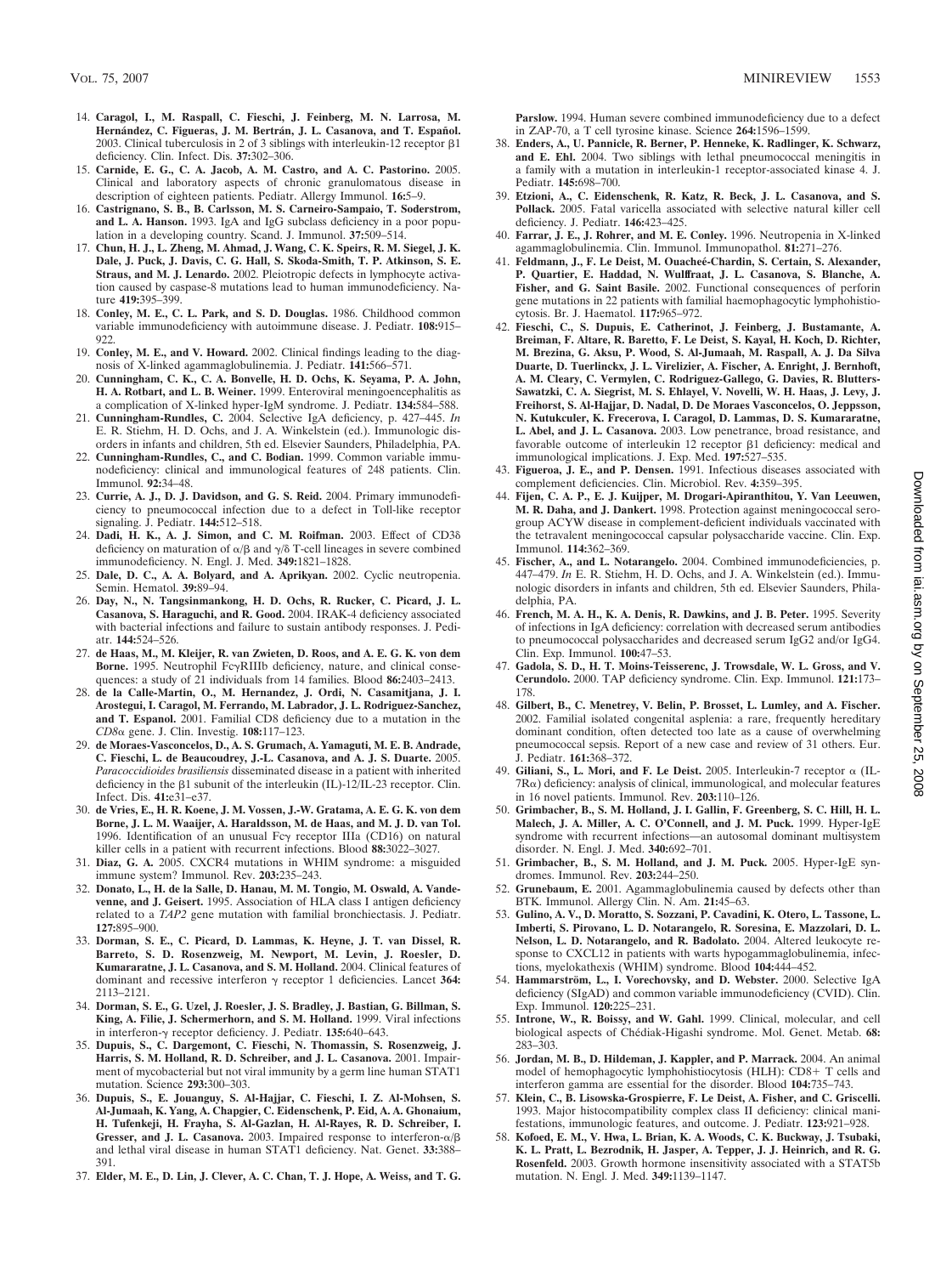14. **Caragol, I., M. Raspall, C. Fieschi, J. Feinberg, M. N. Larrosa, M. Hernández, C. Figueras, J. M. Bertrán, J. L. Casanova, and T. Español.** 2003. Clinical tuberculosis in 2 of 3 siblings with interleukin-12 receptor β1 deficiency. Clin. Infect. Dis. **37:**302–306.
15. **Carnide, E. G., C. A. Jacob, A. M. Castro, and A. C. Pastorino.** 2005. Clinical and laboratory aspects of chronic granulomatous disease in description of eighteen patients. Pediatr. Allergy Immunol. **16:**5–9.
16. **Castrignano, S. B., B. Carlsson, M. S. Carneiro-Sampaio, T. Soderstrom, and L. A. Hanson.** 1993. IgA and IgG subclass deficiency in a poor population in a developing country. Scand. J. Immunol. **37:**509–514.
17. **Chun, H. J., L. Zheng, M. Ahmad, J. Wang, C. K. Speirs, R. M. Siegel, J. K. Dale, J. Puck, J. Davis, C. G. Hall, S. Skoda-Smith, T. P. Atkinson, S. E. Straus, and M. J. Lenardo.** 2002. Pleiotropic defects in lymphocyte activation caused by caspase-8 mutations lead to human immunodeficiency. Nature **419:**395–399.
18. **Conley, M. E., C. L. Park, and S. D. Douglas.** 1986. Childhood common variable immunodeficiency with autoimmune disease. J. Pediatr. **108:**915–922.
19. **Conley, M. E., and V. Howard.** 2002. Clinical findings leading to the diagnosis of X-linked agammaglobulinemia. J. Pediatr. **141:**566–571.
20. **Cunningham, C. K., C. A. Bonvelle, H. D. Ochs, K. Seyama, P. A. John, H. A. Rotbart, and L. B. Weiner.** 1999. Enteroviral meningoencephalitis as a complication of X-linked hyper-IgM syndrome. J. Pediatr. **134:**584–588.
21. **Cunningham-Rundles, C.** 2004. Selective IgA deficiency, p. 427–445. *In* E. R. Stiehm, H. D. Ochs, and J. A. Winkelstein (ed.). Immunologic disorders in infants and children, 5th ed. Elsevier Saunders, Philadelphia, PA.
22. **Cunningham-Rundles, C., and C. Bodian.** 1999. Common variable immunodeficiency: clinical and immunological features of 248 patients. Clin. Immunol. **92:**34–48.
23. **Currie, A. J., D. J. Davidson, and G. S. Reid.** 2004. Primary immunodeficiency to pneumococcal infection due to a defect in Toll-like receptor signaling. J. Pediatr. **144:**512–518.
24. **Dadi, H. K., A. J. Simon, and C. M. Roifman.** 2003. Effect of CD3δ deficiency on maturation of α/β and γ/δ T-cell lineages in severe combined immunodeficiency. N. Engl. J. Med. **349:**1821–1828.
25. **Dale, D. C., A. A. Bolyard, and A. Aprikyan.** 2002. Cyclic neutropenia. Semin. Hematol. **39:**89–94.
26. **Day, N., N. Tangsinmankong, H. D. Ochs, R. Rucker, C. Picard, J. L. Casanova, S. Haraguchi, and R. Good.** 2004. IRAK-4 deficiency associated with bacterial infections and failure to sustain antibody responses. J. Pediatr. **144:**524–526.
27. **de Haas, M., M. Kleijer, R. van Zwieten, D. Roos, and A. E. G. K. von dem Borne.** 1995. Neutrophil FcγRIIIb deficiency, nature, and clinical consequences: a study of 21 individuals from 14 families. Blood **86:**2403–2413.
28. **de la Calle-Martin, O., M. Hernandez, J. Ordi, N. Casamitjana, J. I. Arostegui, I. Caragol, M. Ferrando, M. Labrador, J. L. Rodriguez-Sanchez, and T. Espanol.** 2001. Familial CD8 deficiency due to a mutation in the *CD8α* gene. J. Clin. Investig. **108:**117–123.
29. **de Moraes-Vasconcelos, D., A. S. Grumach, A. Yamaguti, M. E. B. Andrade, C. Fieschi, L. de Beaucoudrey, J.-L. Casanova, and A. J. S. Duarte.** 2005. *Paracoccidioides brasiliensis* disseminated disease in a patient with inherited deficiency in the β1 subunit of the interleukin (IL)-12/IL-23 receptor. Clin. Infect. Dis. **41:**e31–e37.
30. **de Vries, E., H. R. Koene, J. M. Vossen, J.-W. Gratama, A. E. G. K. von dem Borne, J. L. M. Waaijer, A. Haraldsson, M. de Haas, and M. J. D. van Tol.** 1996. Identification of an unusual Fcγ receptor IIIa (CD16) on natural killer cells in a patient with recurrent infections. Blood **88:**3022–3027.
31. **Diaz, G. A.** 2005. CXCR4 mutations in WHIM syndrome: a misguided immune system? Immunol. Rev. **203:**235–243.
32. **Donato, L., H. de la Salle, D. Hanau, M. M. Tongio, M. Oswald, A. Vandevenne, and J. Geisert.** 1995. Association of HLA class I antigen deficiency related to a *TAP2* gene mutation with familial bronchiectasis. J. Pediatr. **127:**895–900.
33. **Dorman, S. E., C. Picard, D. Lammas, K. Heyne, J. T. van Dissel, R. Barreto, S. D. Rosenzweig, M. Newport, M. Levin, J. Roesler, D. Kumararatne, J. L. Casanova, and S. M. Holland.** 2004. Clinical features of dominant and recessive interferon γ receptor 1 deficiencies. Lancet **364:**2113–2121.
34. **Dorman, S. E., G. Uzel, J. Roesler, J. S. Bradley, J. Bastian, G. Billman, S. King, A. Filie, J. Schermerhorn, and S. M. Holland.** 1999. Viral infections in interferon-γ receptor deficiency. J. Pediatr. **135:**640–643.
35. **Dupuis, S., C. Dargemont, C. Fieschi, N. Thomassin, S. Rosenzweig, J. Harris, S. M. Holland, R. D. Schreiber, and J. L. Casanova.** 2001. Impairment of mycobacterial but not viral immunity by a germ line human STAT1 mutation. Science **293:**300–303.
36. **Dupuis, S., E. Jouanguy, S. Al-Hajjar, C. Fieschi, I. Z. Al-Mohsen, S. Al-Jumaah, K. Yang, A. Chapgier, C. Eidenschenk, P. Eid, A. A. Ghonaium, H. Tufenkeji, H. Frayha, S. Al-Gazlan, H. Al-Rayes, R. D. Schreiber, I. Gresser, and J. L. Casanova.** 2003. Impaired response to interferon-α/β and lethal viral disease in human STAT1 deficiency. Nat. Genet. **33:**388–391.
37. **Elder, M. E., D. Lin, J. Clever, A. C. Chan, T. J. Hope, A. Weiss, and T. G. Parslow.** 1994. Human severe combined immunodeficiency due to a defect in ZAP-70, a T cell tyrosine kinase. Science **264:**1596–1599.
38. **Enders, A., U. Pannicle, R. Berner, P. Henneke, K. Radlinger, K. Schwarz, and E. Ehl.** 2004. Two siblings with lethal pneumococcal meningitis in a family with a mutation in interleukin-1 receptor-associated kinase 4. J. Pediatr. **145:**698–700.
39. **Etzioni, A., C. Eidenschenk, R. Katz, R. Beck, J. L. Casanova, and S. Pollack.** 2005. Fatal varicella associated with selective natural killer cell deficiency. J. Pediatr. **146:**423–425.
40. **Farrar, J. E., J. Rohrer, and M. E. Conley.** 1996. Neutropenia in X-linked agammaglobulinemia. Clin. Immunol. Immunopathol. **81:**271–276.
41. **Feldmann, J., F. Le Deist, M. Ouacheé-Chardin, S. Certain, S. Alexander, P. Quartier, E. Haddad, N. Wulffraat, J. L. Casanova, S. Blanche, A. Fisher, and G. Saint Basile.** 2002. Functional consequences of perforin gene mutations in 22 patients with familial haemophagocytic lymphohistiocytosis. Br. J. Haematol. **117:**965–972.
42. **Fieschi, C., S. Dupuis, E. Catherinot, J. Feinberg, J. Bustamante, A. Breiman, F. Altare, R. Baretto, F. Le Deist, S. Kayal, H. Koch, D. Richter, M. Brezina, G. Aksu, P. Wood, S. Al-Jumaah, M. Raspall, A. J. Da Silva Duarte, D. Tuerlinckx, J. L. Virelizier, A. Fischer, A. Enright, J. Bernhoft, A. M. Cleary, C. Vermylen, C. Rodriguez-Gallego, G. Davies, R. Blutters-Sawatzki, C. A. Siegrist, M. S. Ehlayel, V. Novelli, W. H. Haas, J. Levy, J. Freihorst, S. Al-Hajjar, D. Nadal, D. De Moraes Vasconcelos, O. Jeppsson, N. Kutukculer, K. Frecerova, I. Caragol, D. Lammas, D. S. Kumararatne, L. Abel, and J. L. Casanova.** 2003. Low penetrance, broad resistance, and favorable outcome of interleukin 12 receptor β1 deficiency: medical and immunological implications. J. Exp. Med. **197:**527–535.
43. **Figueroa, J. E., and P. Densen.** 1991. Infectious diseases associated with complement deficiencies. Clin. Microbiol. Rev. **4:**359–395.
44. **Fijen, C. A. P., E. J. Kuijper, M. Drogari-Apiranthitou, Y. Van Leeuwen, M. R. Daha, and J. Dankert.** 1998. Protection against meningococcal serogroup ACYW disease in complement-deficient individuals vaccinated with the tetravalent meningococcal capsular polysaccharide vaccine. Clin. Exp. Immunol. **114:**362–369.
45. **Fischer, A., and L. Notarangelo.** 2004. Combined immunodeficiencies, p. 447–479. *In* E. R. Stiehm, H. D. Ochs, and J. A. Winkelstein (ed.). Immunologic disorders in infants and children, 5th ed. Elsevier Saunders, Philadelphia, PA.
46. **French, M. A. H., K. A. Denis, R. Dawkins, and J. B. Peter.** 1995. Severity of infections in IgA deficiency: correlation with decreased serum antibodies to pneumococcal polysaccharides and decreased serum IgG2 and/or IgG4. Clin. Exp. Immunol. **100:**47–53.
47. **Gadola, S. D., H. T. Moins-Teisserenc, J. Trowsdale, W. L. Gross, and V. Cerundolo.** 2000. TAP deficiency syndrome. Clin. Exp. Immunol. **121:**173–178.
48. **Gilbert, B., C. Menetrey, V. Belin, P. Brosset, L. Lumley, and A. Fischer.** 2002. Familial isolated congenital asplenia: a rare, frequently hereditary dominant condition, often detected too late as a cause of overwhelming pneumococcal sepsis. Report of a new case and review of 31 others. Eur. J. Pediatr. **161:**368–372.
49. **Giliani, S., L. Mori, and F. Le Deist.** 2005. Interleukin-7 receptor α (IL-7Rα) deficiency: analysis of clinical, immunological, and molecular features in 16 novel patients. Immunol. Rev. **203:**110–126.
50. **Grimbacher, B., S. M. Holland, J. I. Gallin, F. Greenberg, S. C. Hill, H. L. Malech, J. A. Miller, A. C. O'Connell, and J. M. Puck.** 1999. Hyper-IgE syndrome with recurrent infections—an autosomal dominant multisystem disorder. N. Engl. J. Med. **340:**692–701.
51. **Grimbacher, B., S. M. Holland, and J. M. Puck.** 2005. Hyper-IgE syndromes. Immunol. Rev. **203:**244–250.
52. **Grunebaum, E.** 2001. Agammaglobulinemia caused by defects other than BTK. Immunol. Allergy Clin. N. Am. **21:**45–63.
53. **Gulino, A. V., D. Moratto, S. Sozzani, P. Cavadini, K. Otero, L. Tassone, L. Imberti, S. Pirovano, L. D. Notarangelo, R. Soresina, E. Mazzolari, D. L. Nelson, L. D. Notarangelo, and R. Badolato.** 2004. Altered leukocyte response to CXCL12 in patients with warts hypogammaglobulinemia, infections, myelokathexis (WHIM) syndrome. Blood **104:**444–452.
54. **Hammarström, L., I. Vorechovsky, and D. Webster.** 2000. Selective IgA deficiency (SIgAD) and common variable immunodeficiency (CVID). Clin. Exp. Immunol. **120:**225–231.
55. **Introne, W., R. Boissy, and W. Gahl.** 1999. Clinical, molecular, and cell biological aspects of Chédiak-Higashi syndrome. Mol. Genet. Metab. **68:**283–303.
56. **Jordan, M. B., D. Hildeman, J. Kappler, and P. Marrack.** 2004. An animal model of hemophagocytic lymphohistiocytosis (HLH): CD8+ T cells and interferon gamma are essential for the disorder. Blood **104:**735–743.
57. **Klein, C., B. Lisowska-Grospierre, F. Le Deist, A. Fisher, and C. Griscelli.** 1993. Major histocompatibility complex class II deficiency: clinical manifestations, immunologic features, and outcome. J. Pediatr. **123:**921–928.
58. **Kofoed, E. M., V. Hwa, L. Brian, K. A. Woods, C. K. Buckway, J. Tsubaki, K. L. Pratt, L. Bezrodnik, H. Jasper, A. Tepper, J. J. Heinrich, and R. G. Rosenfeld.** 2003. Growth hormone insensitivity associated with a STAT5b mutation. N. Engl. J. Med. **349:**1139–1147.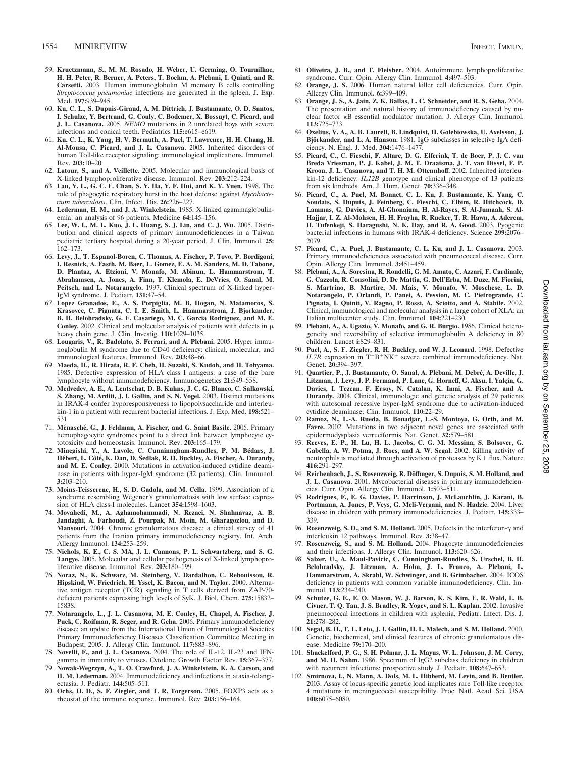59. **Kruetzmann, S., M. M. Rosado, H. Weber, U. Germing, O. Tournilhac, H. H. Peter, R. Berner, A. Peters, T. Boehm, A. Plebani, I. Quinti, and R. Carsetti.** 2003. Human immunoglobulin M memory B cells controlling *Streptococcus pneumoniae* infections are generated in the spleen. J. Exp. Med. **197:**939–945.
60. **Ku, C. L., S. Dupuis-Giraud, A. M. Dittrich, J. Bustamante, O. D. Santos, I. Schulze, Y. Bertrand, G. Couly, C. Bodemer, X. Bossuyt, C. Picard, and J. L. Casanova.** 2005. *NEMO* mutations in 2 unrelated boys with severe infections and conical teeth. Pediatrics **115:**e615–e619.
61. **Ku, C. L., K. Yang, H. V. Bermuth, A. Puel, T. Lawrence, H. H. Chang, H. Al-Mousa, C. Picard, and J. L. Casanova.** 2005. Inherited disorders of human Toll-like receptor signaling: immunological implications. Immunol. Rev. **203:**10–20.
62. **Latour, S., and A. Veillette.** 2005. Molecular and immunological basis of X-linked lymphoproliferative disease. Immunol. Rev. **203:**212–224.
63. **Lau, Y. L., G. C. F. Chan, S. Y. Ha, Y. F. Hui, and K. Y. Yuen.** 1998. The role of phagocytic respiratory burst in the host defense against *Mycobacterium tuberculosis*. Clin. Infect. Dis. **26:**226–227.
64. **Lederman, H. M., and J. A. Winkelstein.** 1985. X-linked agammaglobulinemia: an analysis of 96 patients. Medicine **64:**145–156.
65. **Lee, W. I., M. L. Kuo, J. L. Huang, S. J. Lin, and C. J. Wu.** 2005. Distribution and clinical aspects of primary immunodeficiencies in a Taiwan pediatric tertiary hospital during a 20-year period. J. Clin. Immunol. **25:**162–173.
66. **Levy, J., T. Espanol-Boren, C. Thomas, A. Fischer, P. Tovo, P. Bordigoni, I. Resnick, A. Fasth, M. Baer, L. Gomez, E. A. M. Sanders, M. D. Tabone, D. Plantaz, A. Etzioni, V. Monafo, M. Abinun, L. Hammarstrom, T. Abrahamsen, A. Jones, A. Finn, T. Klemola, E. DeVries, O. Sanal, M. Peitsch, and L. Notarangelo.** 1997. Clinical spectrum of X-linked hyper-IgM syndrome. J. Pediatr. **131:**47–54.
67. **Lopez Granados, E., A. S. Porpiglia, M. B. Hogan, N. Matamoros, S. Krasovec, C. Pignata, C. I. E. Smith, L. Hammarstrom, J. Bjorkander, B. H. Belohradsky, G. F. Casariego, M. C. Garcia Rodriguez, and M. E. Conley.** 2002. Clinical and molecular analysis of patients with defects in μ heavy chain gene. J. Clin. Investig. **110:**1029–1035.
68. **Lougaris, V., R. Badolato, S. Ferrari, and A. Plebani.** 2005. Hyper immunoglobulin M syndrome due to CD40 deficiency: clinical, molecular, and immunological features. Immunol. Rev. **203:**48–66.
69. **Maeda, H., R. Hirata, R. F. Cheb, H. Suzaki, S. Kudoh, and H. Tohyama.** 1985. Defective expression of HLA class I antigens: a case of the bare lymphocyte without immunodeficiency. Immunogenetics **21:**549–558.
70. **Medvedev, A. E., A. Lentschat, D. B. Kuhns, J. C. G. Blanco, C. Salkowski, S. Zhang, M. Arditi, J. I. Gallin, and S. N. Vogel.** 2003. Distinct mutations in IRAK-4 confer hyporesponsiveness to lipopolysaccharide and interleukin-1 in a patient with recurrent bacterial infections. J. Exp. Med. **198:**521–531.
71. **Ménasché, G., J. Feldman, A. Fischer, and G. Saint Basile.** 2005. Primary hemophagocytic syndromes point to a direct link between lymphocyte cytotoxicity and homeostasis. Immunol. Rev. **203:**165–179.
72. **Minegishi, Y., A. Lavoie, C. Cunninngham-Rundles, P. M. Bédars, J. Hébert, L. Côté, K. Dan, D. Sedlak, R. H. Buckley, A. Fischer, A. Durandy, and M. E. Conley.** 2000. Mutations in activation-induced cytidine deaminase in patients with hyper-IgM syndrome (32 patients). Clin. Immunol. **3:**203–210.
73. **Moins-Teisserenc, H., S. D. Gadola, and M. Cella.** 1999. Association of a syndrome resembling Wegener's granulomatosis with low surface expression of HLA class-I molecules. Lancet **354:**1598–1603.
74. **Movahedi, M., A. Aghamohammadi, N. Rezaei, N. Shahnavaz, A. B. Jandaghi, A. Farhoudi, Z. Pourpak, M. Moin, M. Gharagozlou, and D. Mansouri.** 2004. Chronic granulomatous disease: a clinical survey of 41 patients from the Iranian primary immunodeficiency registry. Int. Arch. Allergy Immunol. **134:**253–259.
75. **Nichols, K. E., C. S. MA, J. L. Cannons, P. L. Schwartzberg, and S. G. Tangye.** 2005. Molecular and cellular pathogenesis of X-linked lymphoproliferative disease. Immunol. Rev. **203:**180–199.
76. **Noraz, N., K. Schwarz, M. Steinberg, V. Dardalhon, C. Rebouissou, R. Hipskind, W. Friedrich, H. Yssel, K. Bacon, and N. Taylor.** 2000. Alternative antigen receptor (TCR) signaling in T cells derived from ZAP-70-deficient patients expressing high levels of SyK. J. Biol. Chem. **275:**15832–15838.
77. **Notarangelo, L., J. L. Casanova, M. E. Conley, H. Chapel, A. Fischer, J. Puck, C. Roifman, R. Seger, and R. Geha.** 2006. Primary immunodeficiency disease: an update from the International Union of Immunological Societies Primary Immunodeficiency Diseases Classification Committee Meeting in Budapest, 2005. J. Allergy Clin. Immunol. **117:**883–896.
78. **Novelli, F., and J. L. Casanova.** 2004. The role of IL-12, IL-23 and IFN-gamma in immunity to viruses. Cytokine Growth Factor Rev. **15:**367–377.
79. **Nowak-Wegrzyn, A., T. O. Crawford, J. A. Winkelstein, K. A. Carson, and H. M. Lederman.** 2004. Immunodeficiency and infections in ataxia-telangiectasia. J. Pediatr. **144:**505–511.
80. **Ochs, H. D., S. F. Ziegler, and T. R. Torgerson.** 2005. FOXP3 acts as a rheostat of the immune response. Immunol. Rev. **203:**156–164.
81. **Oliveira, J. B., and T. Fleisher.** 2004. Autoimmune lymphoproliferative syndrome. Curr. Opin. Allergy Clin. Immunol. **4:**497–503.
82. **Orange, J. S.** 2006. Human natural killer cell deficiencies. Curr. Opin. Allergy Clin. Immunol. **6:**399–409.
83. **Orange, J. S., A. Jain, Z. K. Ballas, L. C. Schneider, and R. S. Geha.** 2004. The presentation and natural history of immunodeficiency caused by nuclear factor κB essential modulator mutation. J. Allergy Clin. Immunol. **113:**725–733.
84. **Oxelius, V. A., A. B. Laurell, B. Lindquist, H. Golebiowska, U. Axelsson, J. Björkander, and L. A. Hanson.** 1981. IgG subclasses in selective IgA deficiency. N. Engl. J. Med. **304:**1476–1477.
85. **Picard, C., C. Fieschi, F. Altare, D. G. Elferink, T. de Boer, P. J. C. van Breda Vriesman, P. J. Kabel, J. M. T. Draaisma, J. T. van Dissel, F. P. Kroon, J. L. Casanova, and T. H. M. Ottenhoff.** 2002. Inherited interleukin-12 deficiency: *IL12B* genotype and clinical phenotype of 13 patients from six kindreds. Am. J. Hum. Genet. **70:**336–348.
86. **Picard, C., A. Puel, M. Bonnet, C. L. Ku, J. Bustamante, K. Yang, C. Soudais, S. Dupuis, J. Feinberg, C. Fieschi, C. Elbim, R. Hitchcock, D. Lammas, G. Davies, A. Al-Ghonaium, H. Al-Rayes, S. Al-Jumaah, S. Al-Hajjar, I. Z. Al-Mohsen, H. H. Frayha, R. Rucker, T. R. Hawn, A. Aderem, H. Tufenkeji, S. Haragushi, N. K. Day, and R. A. Good.** 2003. Pyogenic bacterial infections in humans with IRAK-4 deficiency. Science **299:**2076–2079.
87. **Picard, C., A. Puel, J. Bustamante, C. L. Ku, and J. L. Casanova.** 2003. Primary immunodeficiencies associated with pneumococcal disease. Curr. Opin. Allergy Clin. Immunol. **3:**451–459.
88. **Plebani, A., A. Soresina, R. Rondelli, G. M. Amato, C. Azzari, F. Cardinale, G. Cazzola, R. Consolini, D. De Mattia, G. Dell'Erba, M. Duze, M. Fiorini, S. Martrino, B. Martire, M. Mais, V. Monafo, V. Moschese, L. D. Notarangelo, P. Orlandi, P. Panei, A. Pession, M. C. Pietrogrande, C. Pignata, I. Quinti, V. Ragno, P. Rossi, A. Sciotto, and A. Stabile.** 2002. Clinical, immunological and molecular analysis in a large cohort of XLA: an Italian multicenter study. Clin. Immunol. **104:**221–230.
89. **Plebani, A., A. Ugazio, V. Monafo, and G. R. Burgio.** 1986. Clinical heterogeneity and reversibility of selective immunoglobulin A deficiency in 80 children. Lancet **i:**829–831.
90. **Puel, A., S. F. Ziegler, R. H. Buckley, and W. J. Leonard.** 1998. Defective *IL7R* expression in $T^{-}B^{+}NK^{+}$ severe combined immunodeficiency. Nat. Genet. **20:**394–397.
91. **Quartier, P., J. Bustamante, O. Sanal, A. Plebani, M. Debré, A. Deville, J. Litzman, J. Levy, J. P. Fermand, P. Lane, G. Horneff, G. Aksu, I. Yalçin, G. Davies, I. Tezcan, F. Ersoy, N. Catalan, K. Imai, A. Fischer, and A. Durandy.** 2004. Clinical, immunologic and genetic analysis of 29 patients with autosomal recessive hyper-IgM syndrome due to activation-induced cytidine deaminase. Clin. Immunol. **110:**22–29.
92. **Ramoz, N., L.-A. Rueda, B. Bouadjar, L.-S. Montoya, G. Orth, and M. Favre.** 2002. Mutations in two adjacent novel genes are associated with epidermodysplasia verruciformis. Nat. Genet. **32:**579–581.
93. **Reeves, E. P., H. Lu, H. L. Jacobs, C. G. M. Messina, S. Bolsover, G. Gabella, A. W. Potma, J. Roes, and A. W. Segal.** 2002. Killing activity of neutrophils is mediated through activation of proteases by K+ flux. Nature **416:**291–297.
94. **Reichenbach, J., S. Rosenzweig, R. Döffinger, S. Dupuis, S. M. Holland, and J. L. Casanova.** 2001. Mycobacterial diseases in primary immunodeficiencies. Curr. Opin. Allergy Clin. Immunol. **1:**503–511.
95. **Rodrigues, F., E. G. Davies, P. Harrinson, J. McLauchlin, J. Karani, B. Portmann, A. Jones, P. Veys, G. Meli-Vergani, and N. Hadzic.** 2004. Liver disease in children with primary immunodeficiencies. J. Pediatr. **145:**333–339.
96. **Rosenzweig, S. D., and S. M. Holland.** 2005. Defects in the interferon-γ and interleukin 12 pathways. Immunol. Rev. **3:**38–47.
97. **Rosenzweig, S., and S. M. Holland.** 2004. Phagocyte immunodeficiencies and their infections. J. Allergy Clin. Immunol. **113:**620–626.
98. **Salzer, U., A. Maul-Pavicic, C. Cunningham-Rundles, S. Urschel, B. H. Belohradsky, J. Litzman, A. Holm, J. L. Franco, A. Plebani, L. Hammarstrom, A. Skrabl, W. Schwinger, and B. Grimbacher.** 2004. ICOS deficiency in patients with common variable immunodeficiency. Clin. Immunol. **113:**234–240.
99. **Schutze, G. E., E. O. Mason, W. J. Barson, K. S. Kim, E. R. Wald, L. B. Civner, T. Q. Tan, J. S. Bradley, R. Yogev, and S. L. Kaplan.** 2002. Invasive pneumococcal infections in children with asplenia. Pediatr. Infect. Dis. J. **21:**278–282.
100. **Segal, B. H., T. L. Leto, J. I. Gallin, H. L. Malech, and S. M. Holland.** 2000. Genetic, biochemical, and clinical features of chronic granulomatous disease. Medicine **79:**170–200.
101. **Shackelford, P. G., S. H. Polmar, J. L. Mayus, W. L. Johnson, J. M. Corry, and M. H. Nahm.** 1986. Spectrum of IgG2 subclass deficiency in children with recurrent infections: prospective study. J. Pediatr. **108:**647–653.
102. **Smirnova, I., N. Mann, A. Dols, M. L. Hibberd, M. Levin, and B. Beutler.** 2003. Assay of locus-specific genetic load implicates rare Toll-like receptor 4 mutations in meningococcal susceptibility. Proc. Natl. Acad. Sci. USA **100:**6075–6080.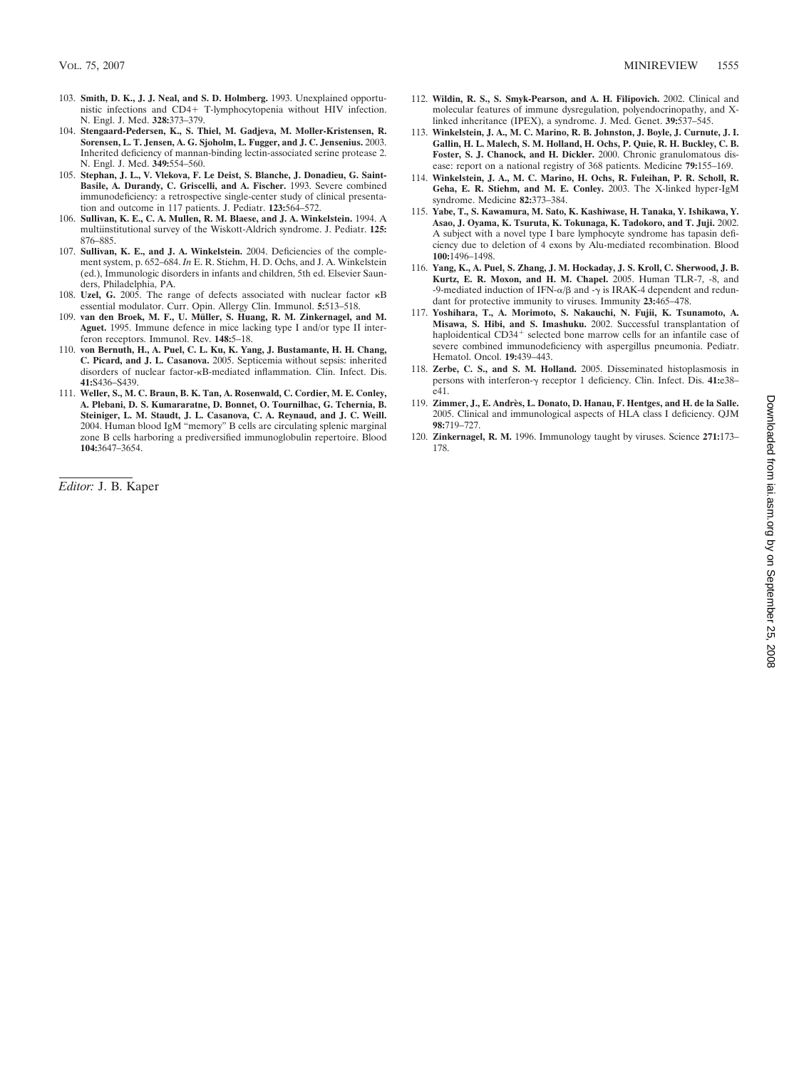103. **Smith, D. K., J. J. Neal, and S. D. Holmberg.** 1993. Unexplained opportunistic infections and CD4+ T-lymphocytopenia without HIV infection. N. Engl. J. Med. **328:**373–379.
104. **Stengaard-Pedersen, K., S. Thiel, M. Gadjeva, M. Moller-Kristensen, R. Sorensen, L. T. Jensen, A. G. Sjoholm, L. Fugger, and J. C. Jensenius.** 2003. Inherited deficiency of mannan-binding lectin-associated serine protease 2. N. Engl. J. Med. **349:**554–560.
105. **Stephan, J. L., V. Vlekova, F. Le Deist, S. Blanche, J. Donadieu, G. Saint-Basile, A. Durandy, C. Griscelli, and A. Fischer.** 1993. Severe combined immunodeficiency: a retrospective single-center study of clinical presentation and outcome in 117 patients. J. Pediatr. **123:**564–572.
106. **Sullivan, K. E., C. A. Mullen, R. M. Blaese, and J. A. Winkelstein.** 1994. A multiinstitutional survey of the Wiskott-Aldrich syndrome. J. Pediatr. **125:** 876–885.
107. **Sullivan, K. E., and J. A. Winkelstein.** 2004. Deficiencies of the complement system, p. 652–684. *In* E. R. Stiehm, H. D. Ochs, and J. A. Winkelstein (ed.), Immunologic disorders in infants and children, 5th ed. Elsevier Saunders, Philadelphia, PA.
108. **Uzel, G.** 2005. The range of defects associated with nuclear factor κB essential modulator. Curr. Opin. Allergy Clin. Immunol. **5:**513–518.
109. **van den Broek, M. F., U. Müller, S. Huang, R. M. Zinkernagel, and M. Aguet.** 1995. Immune defence in mice lacking type I and/or type II interferon receptors. Immunol. Rev. **148:**5–18.
110. **von Bernuth, H., A. Puel, C. L. Ku, K. Yang, J. Bustamante, H. H. Chang, C. Picard, and J. L. Casanova.** 2005. Septicemia without sepsis: inherited disorders of nuclear factor-κB-mediated inflammation. Clin. Infect. Dis. **41:**S436–S439.
111. **Weller, S., M. C. Braun, B. K. Tan, A. Rosenwald, C. Cordier, M. E. Conley, A. Plebani, D. S. Kumararatne, D. Bonnet, O. Tournilhac, G. Tchernia, B. Steiniger, L. M. Staudt, J. L. Casanova, C. A. Reynaud, and J. C. Weill.** 2004. Human blood IgM "memory" B cells are circulating splenic marginal zone B cells harboring a prediversified immunoglobulin repertoire. Blood **104:**3647–3654.
112. **Wildin, R. S., S. Smyk-Pearson, and A. H. Filipovich.** 2002. Clinical and molecular features of immune dysregulation, polyendocrinopathy, and X-linked inheritance (IPEX), a syndrome. J. Med. Genet. **39:**537–545.
113. **Winkelstein, J. A., M. C. Marino, R. B. Johnston, J. Boyle, J. Curnute, J. I. Gallin, H. L. Malech, S. M. Holland, H. Ochs, P. Quie, R. H. Buckley, C. B. Foster, S. J. Chanock, and H. Dickler.** 2000. Chronic granulomatous disease: report on a national registry of 368 patients. Medicine **79:**155–169.
114. **Winkelstein, J. A., M. C. Marino, H. Ochs, R. Fuleihan, P. R. Scholl, R. Geha, E. R. Stiehm, and M. E. Conley.** 2003. The X-linked hyper-IgM syndrome. Medicine **82:**373–384.
115. **Yabe, T., S. Kawamura, M. Sato, K. Kashiwase, H. Tanaka, Y. Ishikawa, Y. Asao, J. Oyama, K. Tsuruta, K. Tokunaga, K. Tadokoro, and T. Juji.** 2002. A subject with a novel type I bare lymphocyte syndrome has tapasin deficiency due to deletion of 4 exons by Alu-mediated recombination. Blood **100:**1496–1498.
116. **Yang, K., A. Puel, S. Zhang, J. M. Hockaday, J. S. Kroll, C. Sherwood, J. B. Kurtz, E. R. Moxon, and H. M. Chapel.** 2005. Human TLR-7, -8, and -9-mediated induction of IFN-α/β and -γ is IRAK-4 dependent and redundant for protective immunity to viruses. Immunity **23:**465–478.
117. **Yoshihara, T., A. Morimoto, S. Nakauchi, N. Fujii, K. Tsunamoto, A. Misawa, S. Hibi, and S. Imashuku.** 2002. Successful transplantation of haploidentical CD34+ selected bone marrow cells for an infantile case of severe combined immunodeficiency with aspergillus pneumonia. Pediatr. Hematol. Oncol. **19:**439–443.
118. **Zerbe, C. S., and S. M. Holland.** 2005. Disseminated histoplasmosis in persons with interferon-γ receptor 1 deficiency. Clin. Infect. Dis. **41:**e38–e41.
119. **Zimmer, J., E. Andrès, L. Donato, D. Hanau, F. Hentges, and H. de la Salle.** 2005. Clinical and immunological aspects of HLA class I deficiency. QJM **98:**719–727.
120. **Zinkernagel, R. M.** 1996. Immunology taught by viruses. Science **271:**173–178.

*Editor:* J. B. Kaper